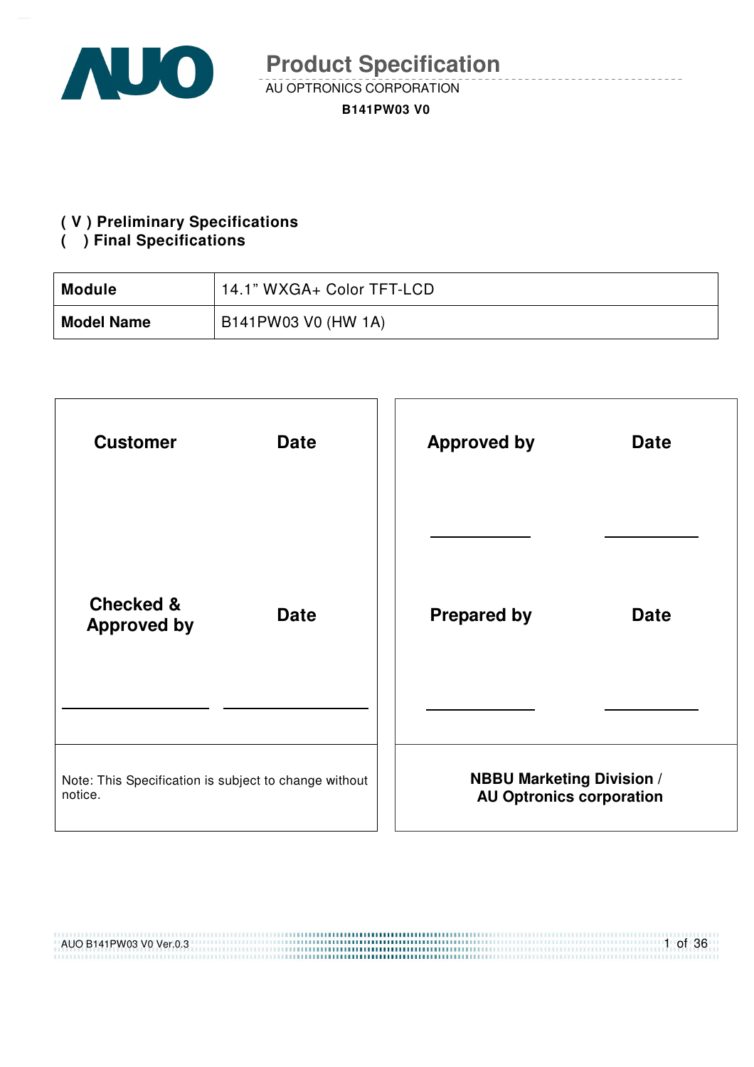# Product Specification

AU OPTRONICS CORPORATION

**B141PW03 V0**

**( V ) Preliminary Specifications**
**(   ) Final Specifications**

| **Module** | 14.1” WXGA+ Color TFT-LCD |
|---|---|
| **Model Name** | B141PW03 V0 (HW 1A) |

| **Customer** | **Date** | **Approved by** | **Date** |
|---|---|---|---|
| | | ____________ | ____________ |
| **Checked & Approved by** | **Date** | **Prepared by** | **Date** |
| ____________ | ____________ | ____________ | ____________ |
| Note: This Specification is subject to change without notice. | | **NBBU Marketing Division / AU Optronics corporation** | |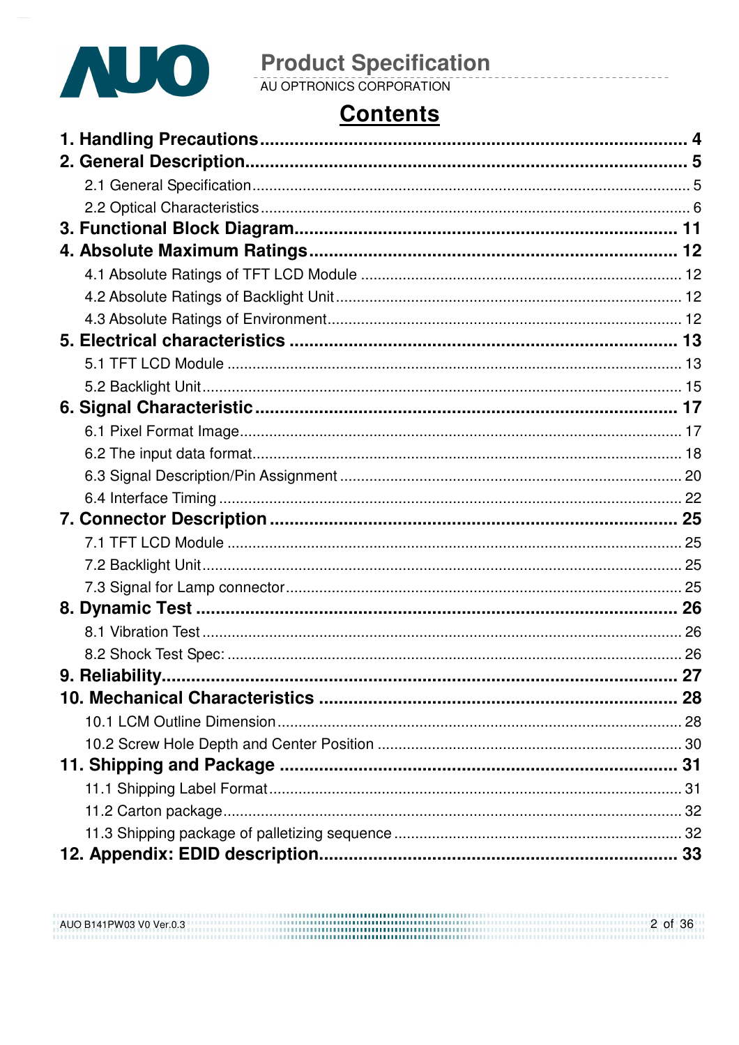# Contents

**1. Handling Precautions** .......... 4

**2. General Description** .......... 5

- 2.1 General Specification .......... 5
- 2.2 Optical Characteristics .......... 6

**3. Functional Block Diagram** .......... 11

**4. Absolute Maximum Ratings** .......... 12

- 4.1 Absolute Ratings of TFT LCD Module .......... 12
- 4.2 Absolute Ratings of Backlight Unit .......... 12
- 4.3 Absolute Ratings of Environment .......... 12

**5. Electrical characteristics** .......... 13

- 5.1 TFT LCD Module .......... 13
- 5.2 Backlight Unit .......... 15

**6. Signal Characteristic** .......... 17

- 6.1 Pixel Format Image .......... 17
- 6.2 The input data format .......... 18
- 6.3 Signal Description/Pin Assignment .......... 20
- 6.4 Interface Timing .......... 22

**7. Connector Description** .......... 25

- 7.1 TFT LCD Module .......... 25
- 7.2 Backlight Unit .......... 25
- 7.3 Signal for Lamp connector .......... 25

**8. Dynamic Test** .......... 26

- 8.1 Vibration Test .......... 26
- 8.2 Shock Test Spec: .......... 26

**9. Reliability** .......... 27

**10. Mechanical Characteristics** .......... 28

- 10.1 LCM Outline Dimension .......... 28
- 10.2 Screw Hole Depth and Center Position .......... 30

**11. Shipping and Package** .......... 31

- 11.1 Shipping Label Format .......... 31
- 11.2 Carton package .......... 32
- 11.3 Shipping package of palletizing sequence .......... 32

**12. Appendix: EDID description** .......... 33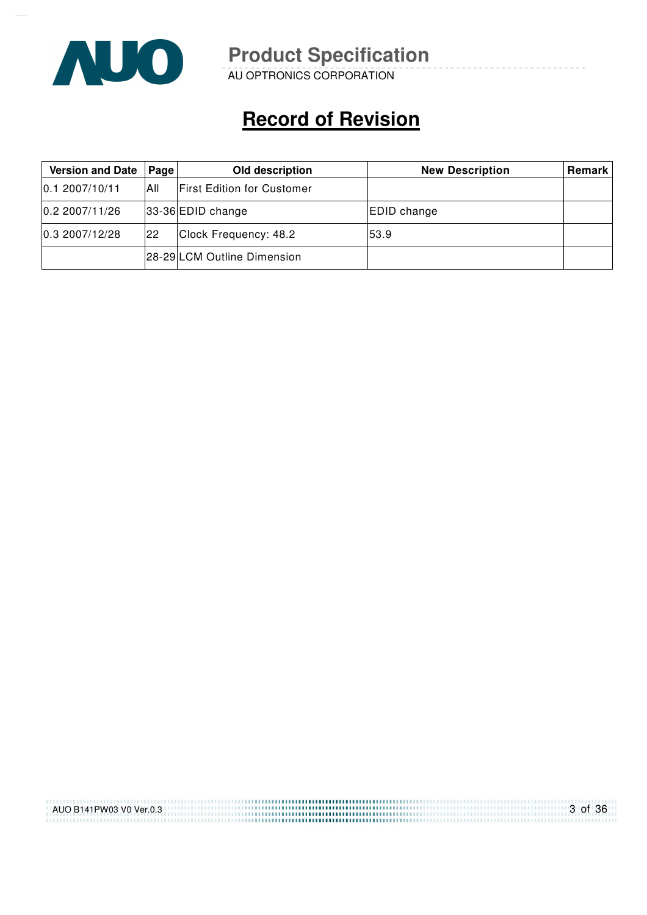# Record of Revision

| Version and Date | Page | Old description | New Description | Remark |
|---|---|---|---|---|
| 0.1 2007/10/11 | All | First Edition for Customer | | |
| 0.2 2007/11/26 | 33-36 | EDID change | EDID change | |
| 0.3 2007/12/28 | 22 | Clock Frequency: 48.2 | 53.9 | |
| | 28-29 | LCM Outline Dimension | | |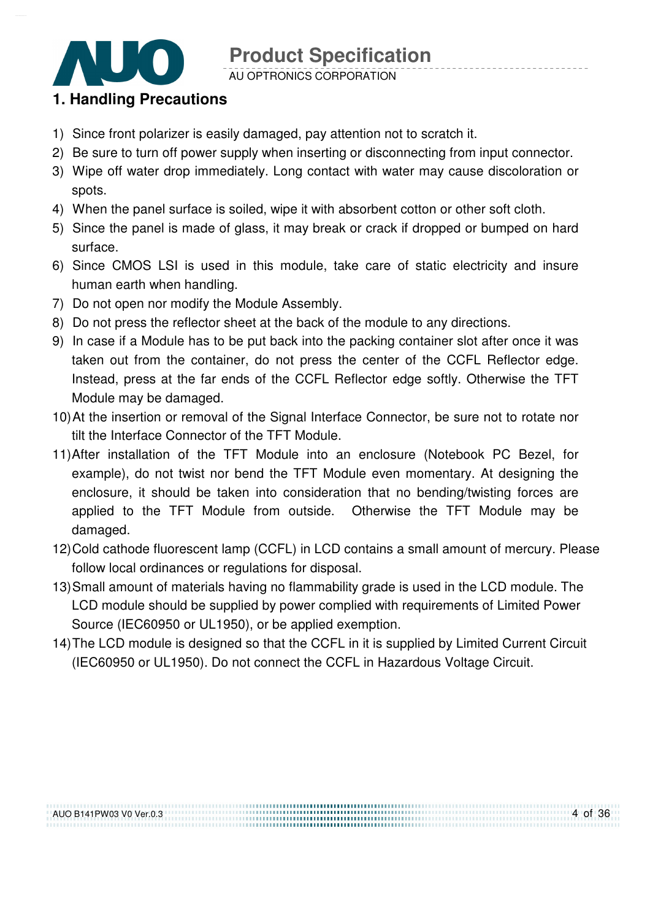# 1. Handling Precautions

1) Since front polarizer is easily damaged, pay attention not to scratch it.
2) Be sure to turn off power supply when inserting or disconnecting from input connector.
3) Wipe off water drop immediately. Long contact with water may cause discoloration or spots.
4) When the panel surface is soiled, wipe it with absorbent cotton or other soft cloth.
5) Since the panel is made of glass, it may break or crack if dropped or bumped on hard surface.
6) Since CMOS LSI is used in this module, take care of static electricity and insure human earth when handling.
7) Do not open nor modify the Module Assembly.
8) Do not press the reflector sheet at the back of the module to any directions.
9) In case if a Module has to be put back into the packing container slot after once it was taken out from the container, do not press the center of the CCFL Reflector edge. Instead, press at the far ends of the CCFL Reflector edge softly. Otherwise the TFT Module may be damaged.
10) At the insertion or removal of the Signal Interface Connector, be sure not to rotate nor tilt the Interface Connector of the TFT Module.
11) After installation of the TFT Module into an enclosure (Notebook PC Bezel, for example), do not twist nor bend the TFT Module even momentary. At designing the enclosure, it should be taken into consideration that no bending/twisting forces are applied to the TFT Module from outside. Otherwise the TFT Module may be damaged.
12) Cold cathode fluorescent lamp (CCFL) in LCD contains a small amount of mercury. Please follow local ordinances or regulations for disposal.
13) Small amount of materials having no flammability grade is used in the LCD module. The LCD module should be supplied by power complied with requirements of Limited Power Source (IEC60950 or UL1950), or be applied exemption.
14) The LCD module is designed so that the CCFL in it is supplied by Limited Current Circuit (IEC60950 or UL1950). Do not connect the CCFL in Hazardous Voltage Circuit.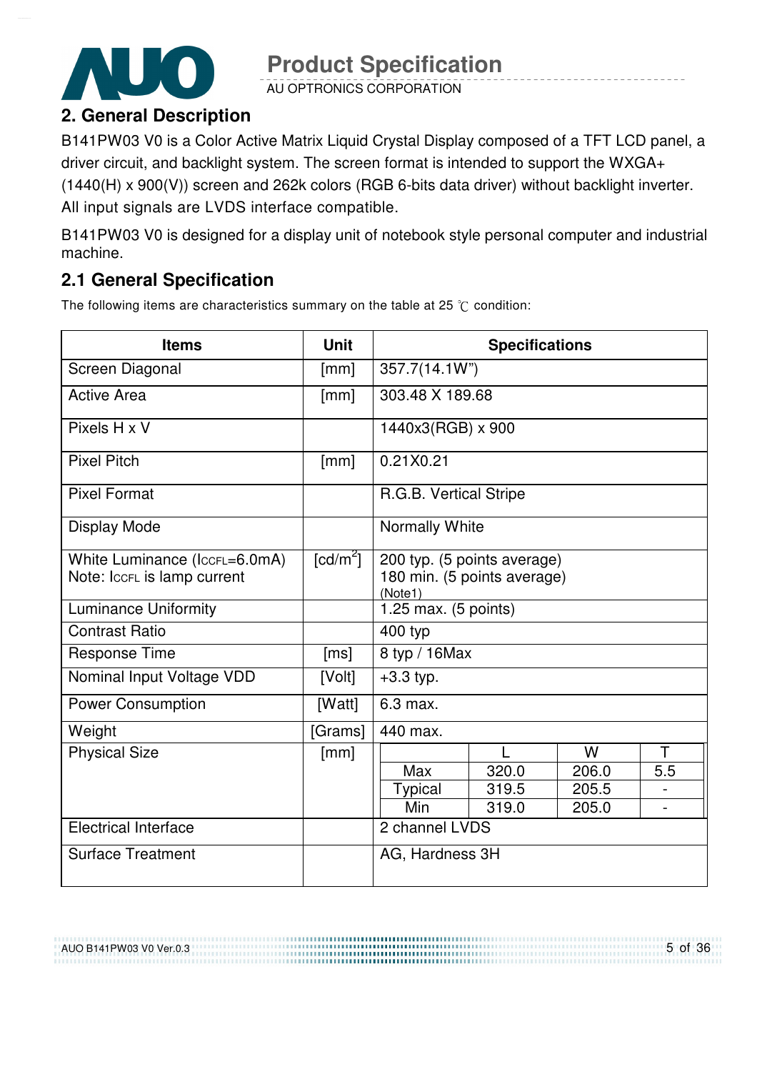## 2. General Description

B141PW03 V0 is a Color Active Matrix Liquid Crystal Display composed of a TFT LCD panel, a driver circuit, and backlight system. The screen format is intended to support the WXGA+ (1440(H) x 900(V)) screen and 262k colors (RGB 6-bits data driver) without backlight inverter. All input signals are LVDS interface compatible.

B141PW03 V0 is designed for a display unit of notebook style personal computer and industrial machine.

### 2.1 General Specification

The following items are characteristics summary on the table at 25 ℃ condition:

| Items | Unit | Specifications | | | |
|---|---|---|---|---|---|
| Screen Diagonal | [mm] | 357.7(14.1W") | | | |
| Active Area | [mm] | 303.48 X 189.68 | | | |
| Pixels H x V | | 1440x3(RGB) x 900 | | | |
| Pixel Pitch | [mm] | 0.21X0.21 | | | |
| Pixel Format | | R.G.B. Vertical Stripe | | | |
| Display Mode | | Normally White | | | |
| White Luminance ($I_{CCFL}$=6.0mA)<br>Note: $I_{CCFL}$ is lamp current | [cd/m$^2$] | 200 typ. (5 points average)<br>180 min. (5 points average)<br>(Note1) | | | |
| Luminance Uniformity | | 1.25 max. (5 points) | | | |
| Contrast Ratio | | 400 typ | | | |
| Response Time | [ms] | 8 typ / 16Max | | | |
| Nominal Input Voltage VDD | [Volt] | +3.3 typ. | | | |
| Power Consumption | [Watt] | 6.3 max. | | | |
| Weight | [Grams] | 440 max. | | | |
| Physical Size | [mm] | | L | W | T |
| | | Max | 320.0 | 206.0 | 5.5 |
| | | Typical | 319.5 | 205.5 | - |
| | | Min | 319.0 | 205.0 | - |
| Electrical Interface | | 2 channel LVDS | | | |
| Surface Treatment | | AG, Hardness 3H | | | |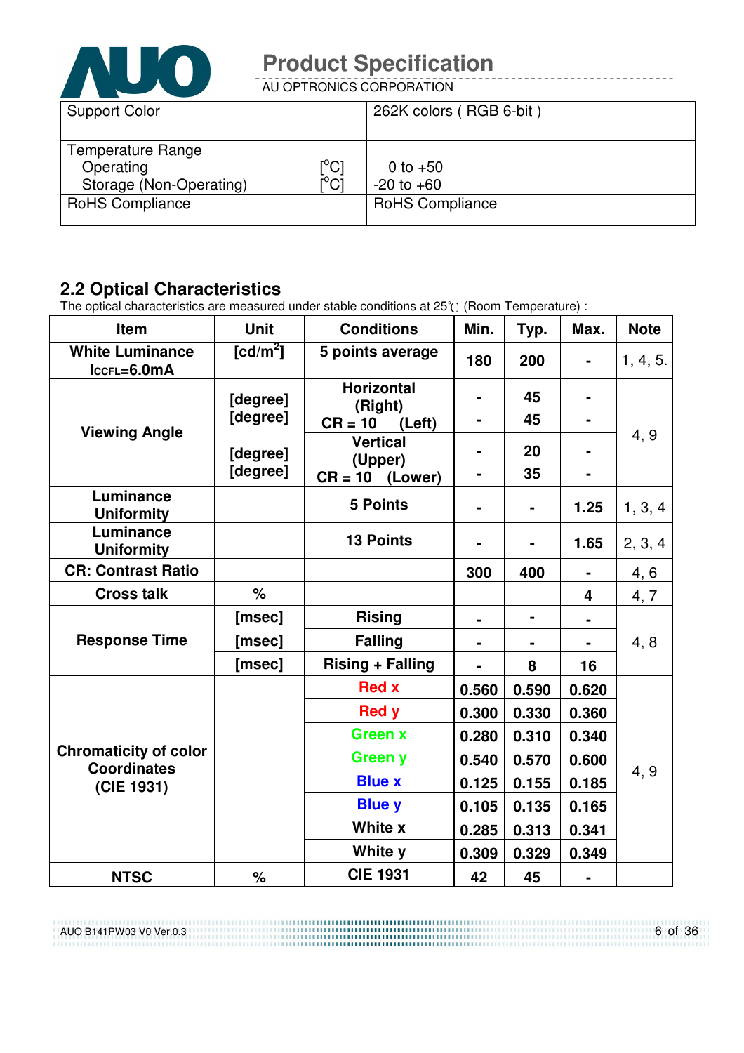| Support Color | | 262K colors ( RGB 6-bit ) |
|---|---|---|
| Temperature Range<br>Operating<br>Storage (Non-Operating) | <br>[°C]<br>[°C] | <br>0 to +50<br>-20 to +60 |
| RoHS Compliance | | RoHS Compliance |

## 2.2 Optical Characteristics

The optical characteristics are measured under stable conditions at 25℃ (Room Temperature) :

| Item | Unit | Conditions | | Min. | Typ. | Max. | Note |
|---|---|---|---|---|---|---|---|
| **White Luminance** $I_{CCFL}$**=6.0mA** | [cd/m²] | **5 points average** | | 180 | 200 | - | 1, 4, 5. |
| **Viewing Angle** | [degree] | **Horizontal** | **(Right)** CR = 10 | - | 45 | - | 4, 9 |
| | [degree] | | **(Left)** | - | 45 | - | |
| | [degree] | **Vertical** | **(Upper)** CR = 10 | - | 20 | - | |
| | [degree] | | **(Lower)** | - | 35 | - | |
| **Luminance Uniformity** | | **5 Points** | | - | - | 1.25 | 1, 3, 4 |
| **Luminance Uniformity** | | **13 Points** | | - | - | 1.65 | 2, 3, 4 |
| **CR: Contrast Ratio** | | | | 300 | 400 | - | 4, 6 |
| **Cross talk** | % | | | | | 4 | 4, 7 |
| **Response Time** | [msec] | **Rising** | | - | - | - | 4, 8 |
| | [msec] | **Falling** | | - | - | - | |
| | [msec] | **Rising + Falling** | | - | 8 | 16 | |
| **Chromaticity of color Coordinates (CIE 1931)** | | **Red x** | | 0.560 | 0.590 | 0.620 | 4, 9 |
| | | **Red y** | | 0.300 | 0.330 | 0.360 | |
| | | **Green x** | | 0.280 | 0.310 | 0.340 | |
| | | **Green y** | | 0.540 | 0.570 | 0.600 | |
| | | **Blue x** | | 0.125 | 0.155 | 0.185 | |
| | | **Blue y** | | 0.105 | 0.135 | 0.165 | |
| | | **White x** | | 0.285 | 0.313 | 0.341 | |
| | | **White y** | | 0.309 | 0.329 | 0.349 | |
| **NTSC** | % | **CIE 1931** | | 42 | 45 | - | |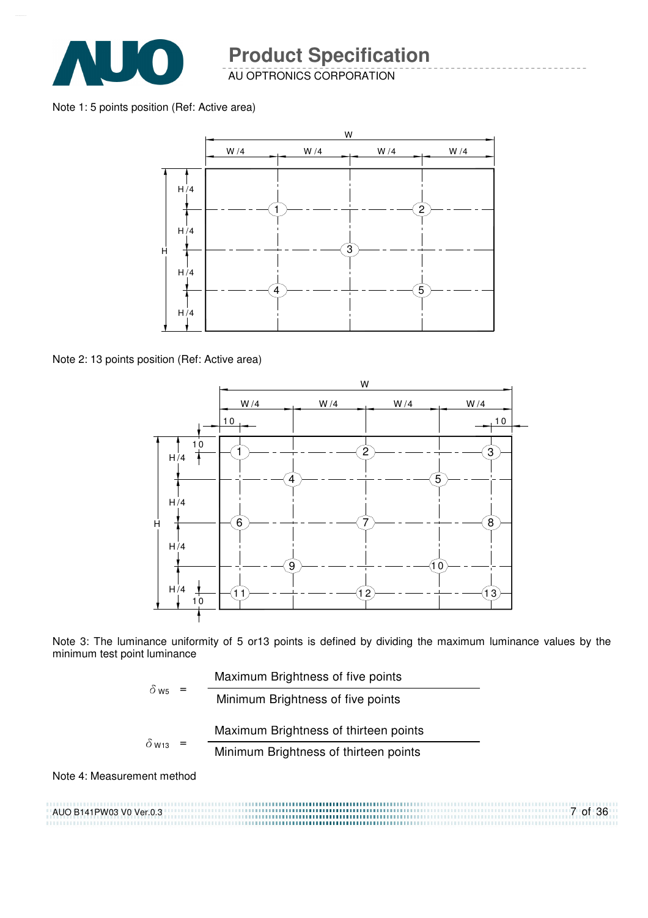Note 1: 5 points position (Ref: Active area)

Note 2: 13 points position (Ref: Active area)

Note 3: The luminance uniformity of 5 or13 points is defined by dividing the maximum luminance values by the minimum test point luminance

$$\delta_{W5} = \frac{\text{Maximum Brightness of five points}}{\text{Minimum Brightness of five points}}$$

$$\delta_{W13} = \frac{\text{Maximum Brightness of thirteen points}}{\text{Minimum Brightness of thirteen points}}$$

Note 4: Measurement method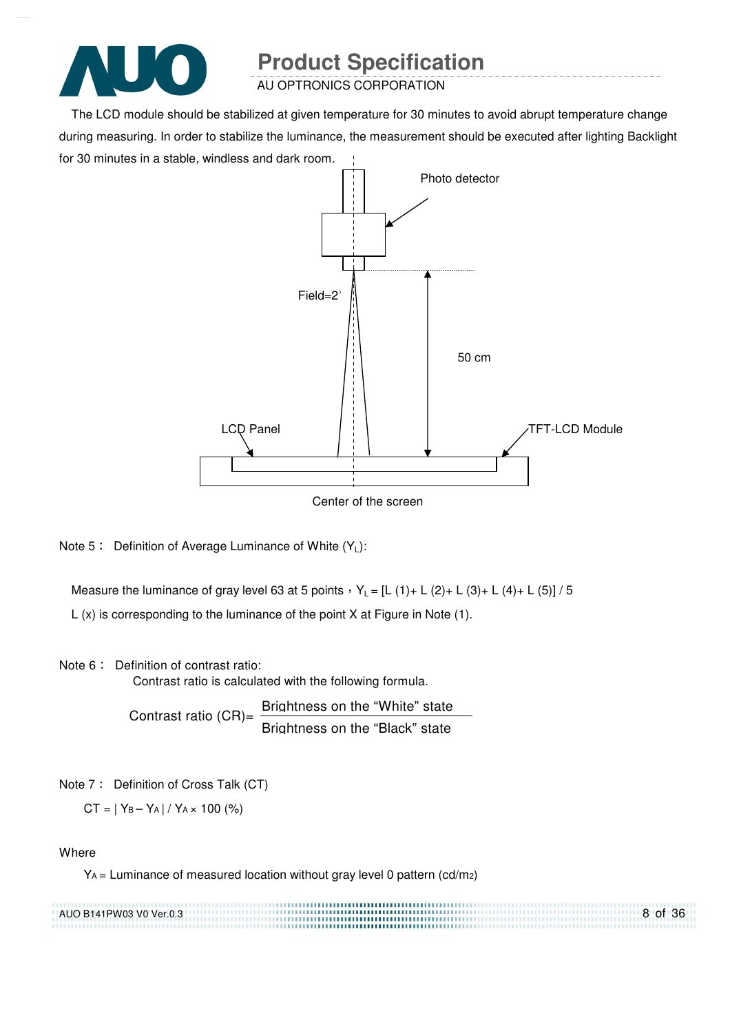The LCD module should be stabilized at given temperature for 30 minutes to avoid abrupt temperature change during measuring. In order to stabilize the luminance, the measurement should be executed after lighting Backlight for 30 minutes in a stable, windless and dark room.

Photo detector

Field=2°

50 cm

LCD Panel

TFT-LCD Module

Center of the screen

Note 5： Definition of Average Luminance of White ($Y_L$):

Measure the luminance of gray level 63 at 5 points，$Y_L = [L(1) + L(2) + L(3) + L(4) + L(5)] / 5$

L (x) is corresponding to the luminance of the point X at Figure in Note (1).

Note 6： Definition of contrast ratio:

Contrast ratio is calculated with the following formula.

$$\text{Contrast ratio (CR)} = \frac{\text{Brightness on the “White” state}}{\text{Brightness on the “Black” state}}$$

Note 7： Definition of Cross Talk (CT)

$$CT = | Y_B - Y_A | / Y_A \times 100\ (\%)$$

Where

$Y_A$ = Luminance of measured location without gray level 0 pattern (cd/m2)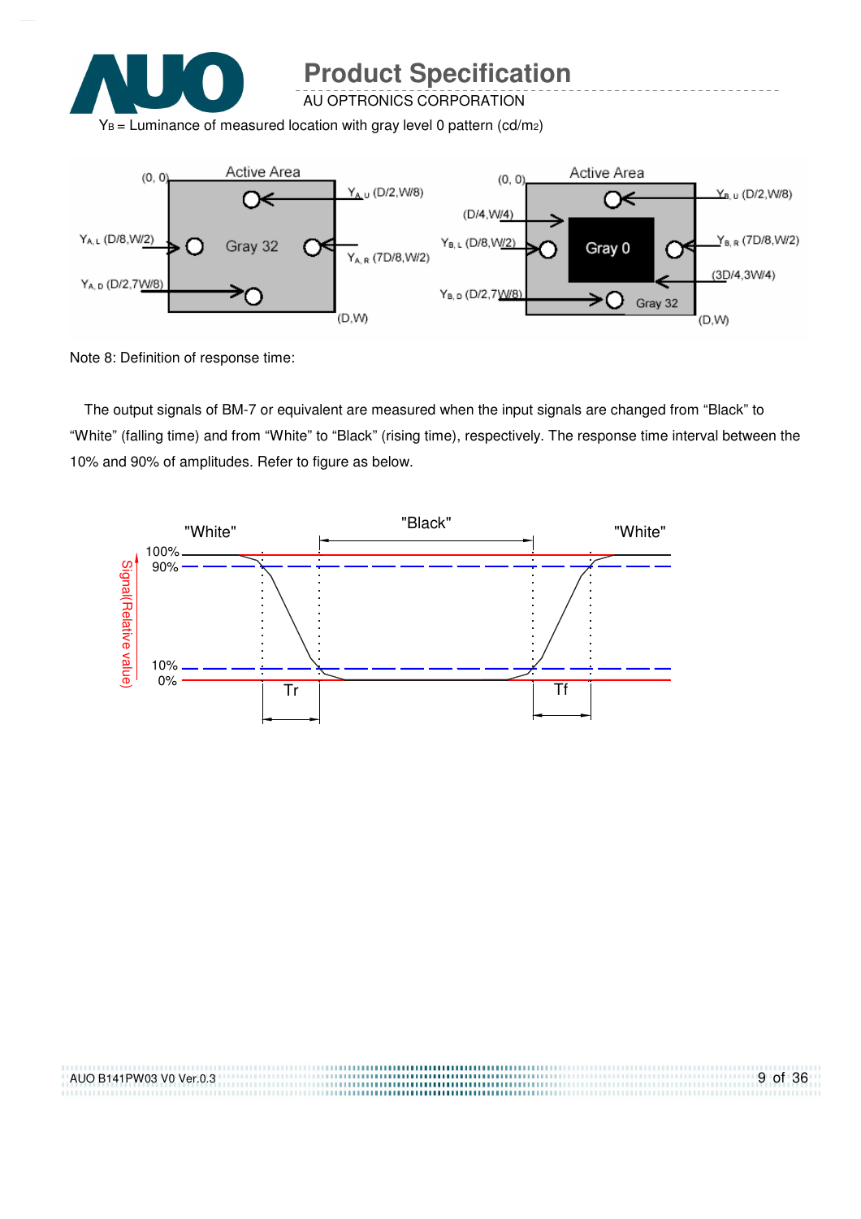$Y_B$ = Luminance of measured location with gray level 0 pattern (cd/m2)

Note 8: Definition of response time:

The output signals of BM-7 or equivalent are measured when the input signals are changed from “Black” to “White” (falling time) and from “White” to “Black” (rising time), respectively. The response time interval between the 10% and 90% of amplitudes. Refer to figure as below.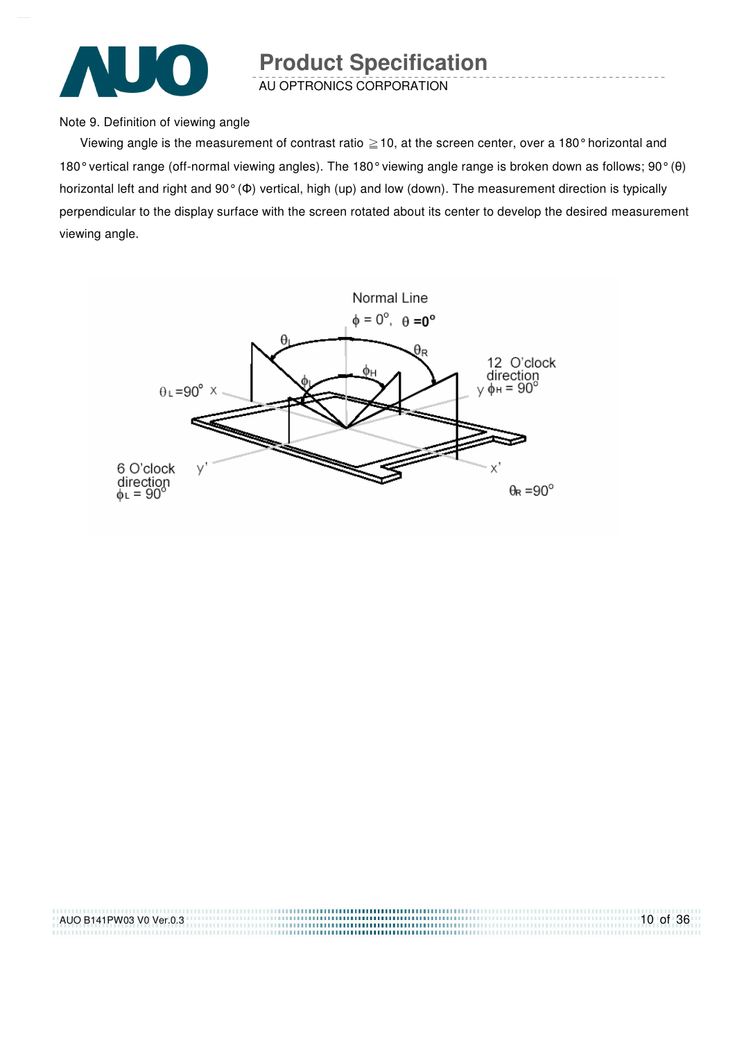Note 9. Definition of viewing angle

Viewing angle is the measurement of contrast ratio ≧10, at the screen center, over a 180° horizontal and 180° vertical range (off-normal viewing angles). The 180° viewing angle range is broken down as follows; 90° (θ) horizontal left and right and 90° (Φ) vertical, high (up) and low (down). The measurement direction is typically perpendicular to the display surface with the screen rotated about its center to develop the desired measurement viewing angle.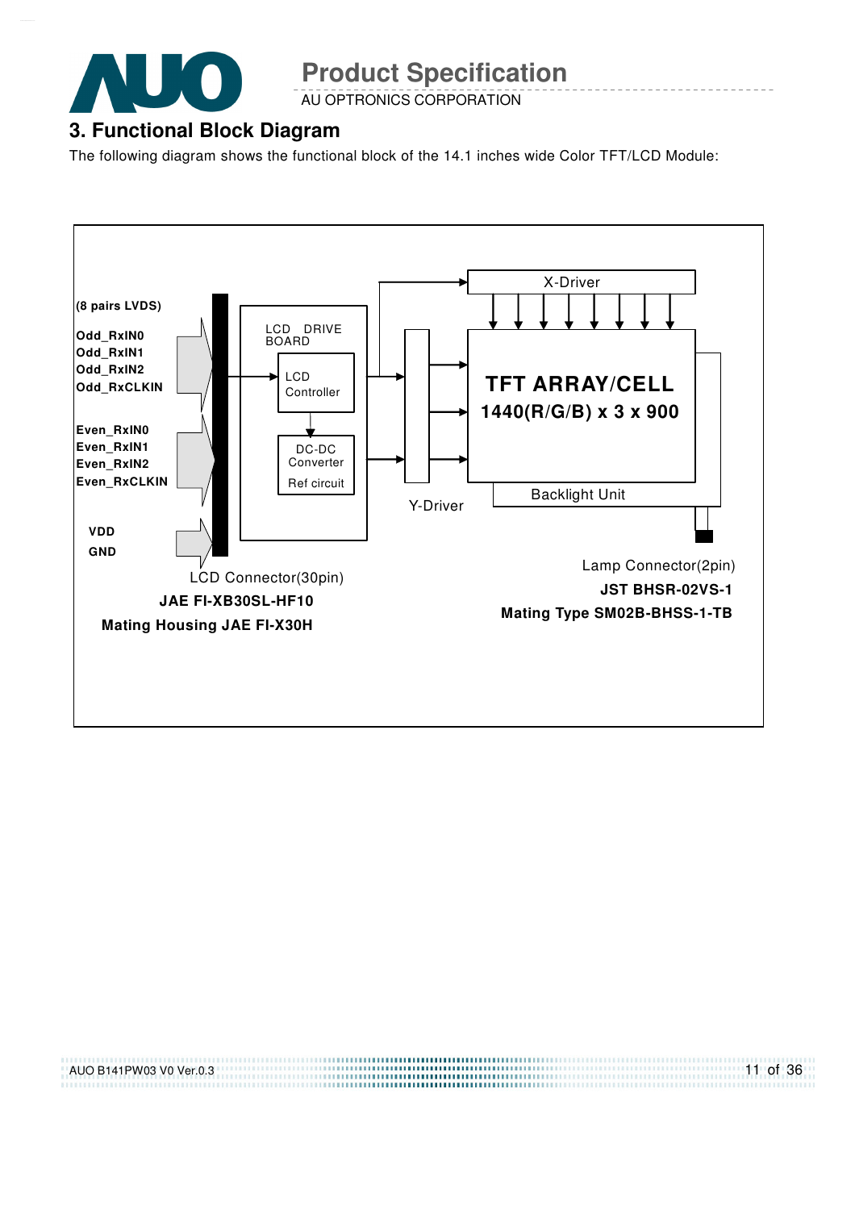## 3. Functional Block Diagram

The following diagram shows the functional block of the 14.1 inches wide Color TFT/LCD Module:

(8 pairs LVDS)

Odd_RxIN0
Odd_RxIN1
Odd_RxIN2
Odd_RxCLKIN

Even_RxIN0
Even_RxIN1
Even_RxIN2
Even_RxCLKIN

VDD
GND

LCD DRIVE BOARD

LCD Controller

DC-DC Converter
Ref circuit

X-Driver

Y-Driver

TFT ARRAY/CELL
1440(R/G/B) x 3 x 900

Backlight Unit

LCD Connector(30pin)
**JAE FI-XB30SL-HF10**
**Mating Housing JAE FI-X30H**

Lamp Connector(2pin)
**JST BHSR-02VS-1**
**Mating Type SM02B-BHSS-1-TB**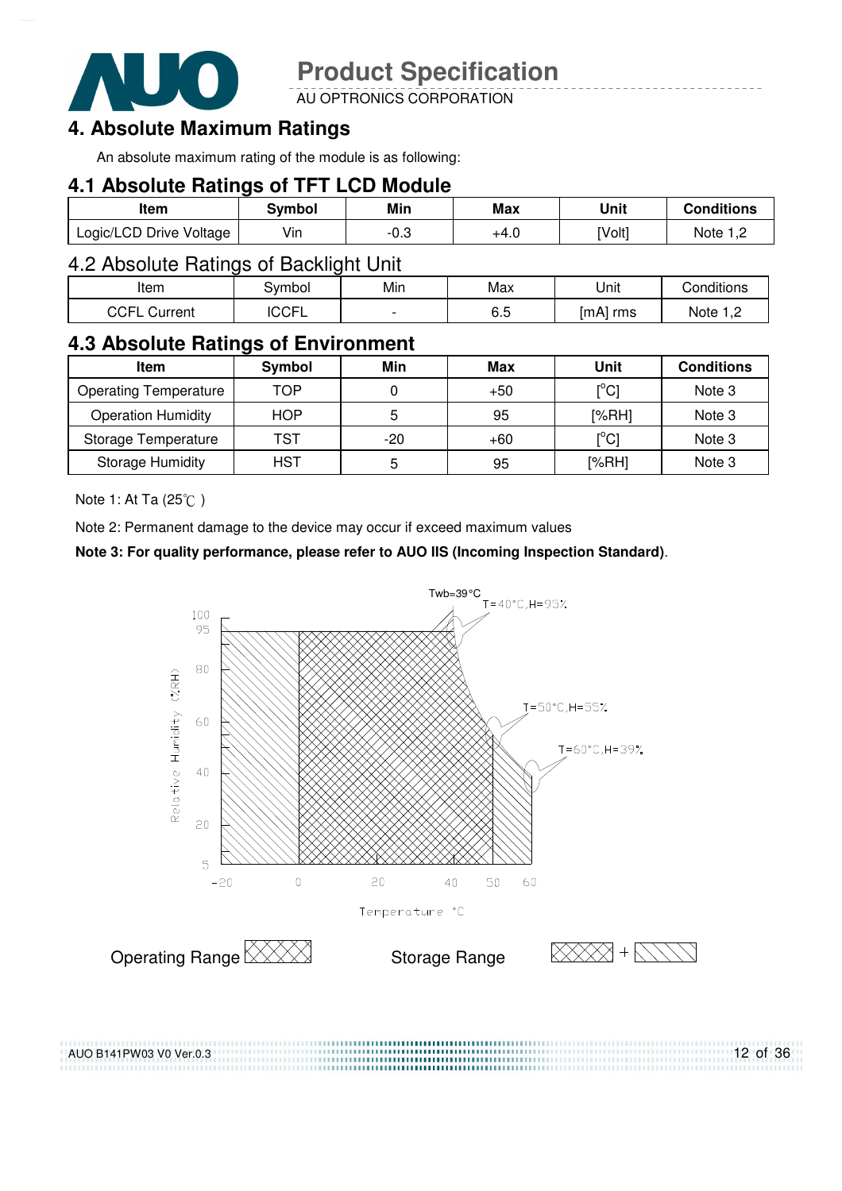## 4. Absolute Maximum Ratings

An absolute maximum rating of the module is as following:

### 4.1 Absolute Ratings of TFT LCD Module

| Item | Symbol | Min | Max | Unit | Conditions |
|---|---|---|---|---|---|
| Logic/LCD Drive Voltage | Vin | -0.3 | +4.0 | [Volt] | Note 1,2 |

### 4.2 Absolute Ratings of Backlight Unit

| Item | Symbol | Min | Max | Unit | Conditions |
|---|---|---|---|---|---|
| CCFL Current | ICCFL | - | 6.5 | [mA] rms | Note 1,2 |

### 4.3 Absolute Ratings of Environment

| Item | Symbol | Min | Max | Unit | Conditions |
|---|---|---|---|---|---|
| Operating Temperature | TOP | 0 | +50 | [°C] | Note 3 |
| Operation Humidity | HOP | 5 | 95 | [%RH] | Note 3 |
| Storage Temperature | TST | -20 | +60 | [°C] | Note 3 |
| Storage Humidity | HST | 5 | 95 | [%RH] | Note 3 |

Note 1: At Ta (25℃ )

Note 2: Permanent damage to the device may occur if exceed maximum values

**Note 3: For quality performance, please refer to AUO IIS (Incoming Inspection Standard)**.

Twb=39°C

T=40°C,H=95%

T=50°C,H=55%

T=60°C,H=39%

Relative Humidity (%RH): 5, 20, 40, 60, 80, 95, 100

Temperature °C: -20, 0, 20, 40, 50, 60

Operating Range

Storage Range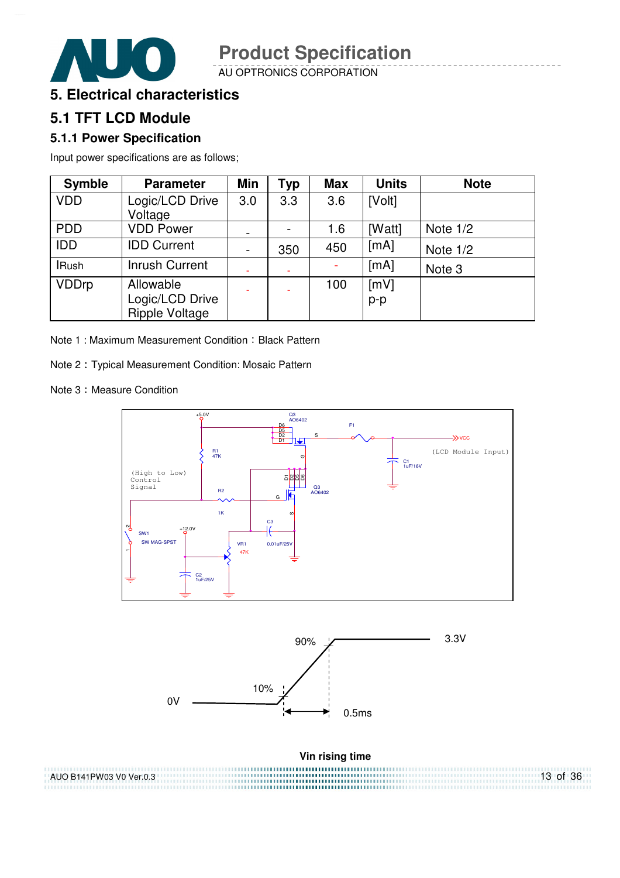# 5. Electrical characteristics

## 5.1 TFT LCD Module

### 5.1.1 Power Specification

Input power specifications are as follows;

| Symble | Parameter | Min | Typ | Max | Units | Note |
|---|---|---|---|---|---|---|
| VDD | Logic/LCD Drive Voltage | 3.0 | 3.3 | 3.6 | [Volt] | |
| PDD | VDD Power | - | - | 1.6 | [Watt] | Note 1/2 |
| IDD | IDD Current | - | 350 | 450 | [mA] | Note 1/2 |
| IRush | Inrush Current | - | - | - | [mA] | Note 3 |
| VDDrp | Allowable Logic/LCD Drive Ripple Voltage | - | - | 100 | [mV] p-p | |

Note 1 : Maximum Measurement Condition：Black Pattern

Note 2：Typical Measurement Condition: Mosaic Pattern

Note 3：Measure Condition

Vin rising time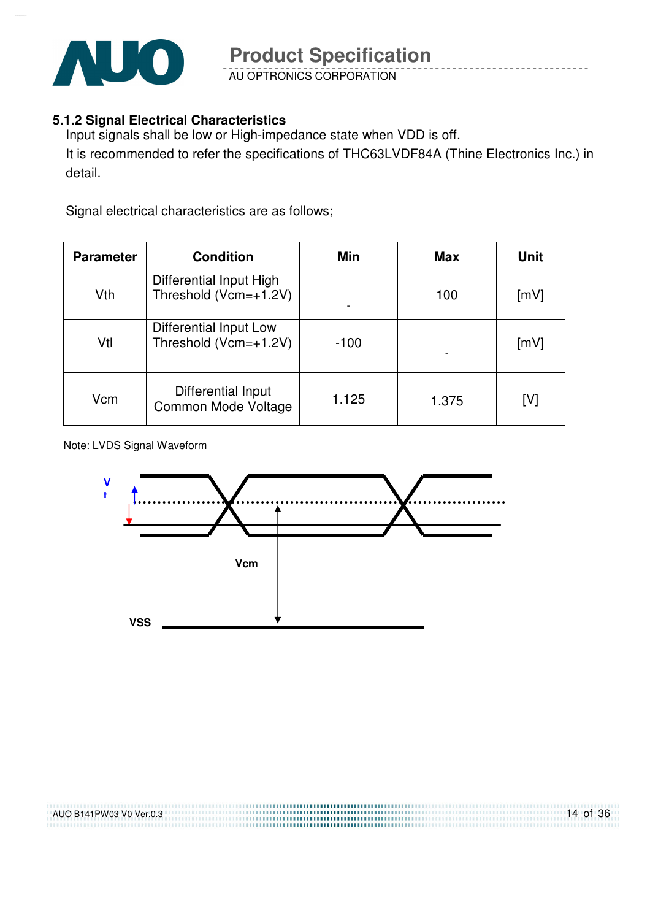### 5.1.2 Signal Electrical Characteristics

Input signals shall be low or High-impedance state when VDD is off.

It is recommended to refer the specifications of THC63LVDF84A (Thine Electronics Inc.) in detail.

Signal electrical characteristics are as follows;

| Parameter | Condition | Min | Max | Unit |
|---|---|---|---|---|
| Vth | Differential Input High Threshold (Vcm=+1.2V) | - | 100 | [mV] |
| Vtl | Differential Input Low Threshold (Vcm=+1.2V) | -100 | - | [mV] |
| Vcm | Differential Input Common Mode Voltage | 1.125 | 1.375 | [V] |

Note: LVDS Signal Waveform

V
t

Vcm

VSS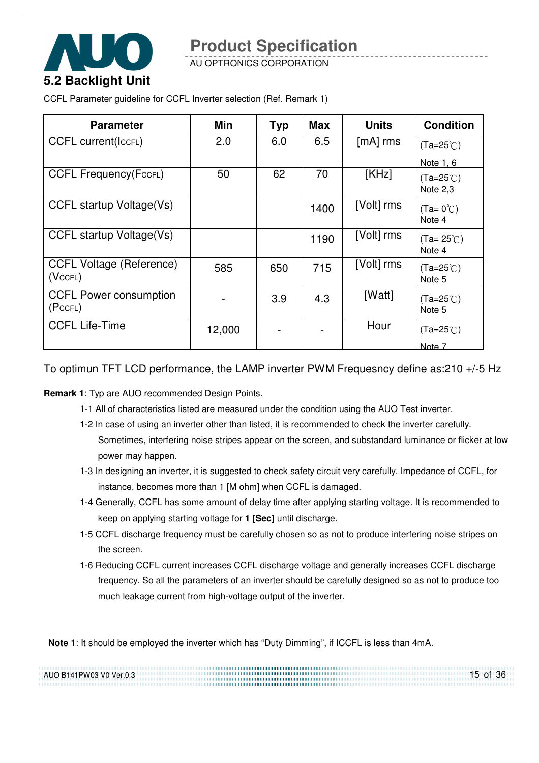## 5.2 Backlight Unit

CCFL Parameter guideline for CCFL Inverter selection (Ref. Remark 1)

| Parameter | Min | Typ | Max | Units | Condition |
|---|---|---|---|---|---|
| CCFL current($I_{CCFL}$) | 2.0 | 6.0 | 6.5 | [mA] rms | (Ta=25℃) Note 1, 6 |
| CCFL Frequency($F_{CCFL}$) | 50 | 62 | 70 | [KHz] | (Ta=25℃) Note 2,3 |
| CCFL startup Voltage(Vs) | | | 1400 | [Volt] rms | (Ta= 0℃) Note 4 |
| CCFL startup Voltage(Vs) | | | 1190 | [Volt] rms | (Ta= 25℃) Note 4 |
| CCFL Voltage (Reference) ($V_{CCFL}$) | 585 | 650 | 715 | [Volt] rms | (Ta=25℃) Note 5 |
| CCFL Power consumption ($P_{CCFL}$) | - | 3.9 | 4.3 | [Watt] | (Ta=25℃) Note 5 |
| CCFL Life-Time | 12,000 | - | - | Hour | (Ta=25℃) Note 7 |

To optimun TFT LCD performance, the LAMP inverter PWM Frequesncy define as:210 +/-5 Hz

**Remark 1**: Typ are AUO recommended Design Points.

1-1 All of characteristics listed are measured under the condition using the AUO Test inverter.

1-2 In case of using an inverter other than listed, it is recommended to check the inverter carefully. Sometimes, interfering noise stripes appear on the screen, and substandard luminance or flicker at low power may happen.

1-3 In designing an inverter, it is suggested to check safety circuit very carefully. Impedance of CCFL, for instance, becomes more than 1 [M ohm] when CCFL is damaged.

1-4 Generally, CCFL has some amount of delay time after applying starting voltage. It is recommended to keep on applying starting voltage for **1 [Sec]** until discharge.

1-5 CCFL discharge frequency must be carefully chosen so as not to produce interfering noise stripes on the screen.

1-6 Reducing CCFL current increases CCFL discharge voltage and generally increases CCFL discharge frequency. So all the parameters of an inverter should be carefully designed so as not to produce too much leakage current from high-voltage output of the inverter.

**Note 1**: It should be employed the inverter which has "Duty Dimming", if ICCFL is less than 4mA.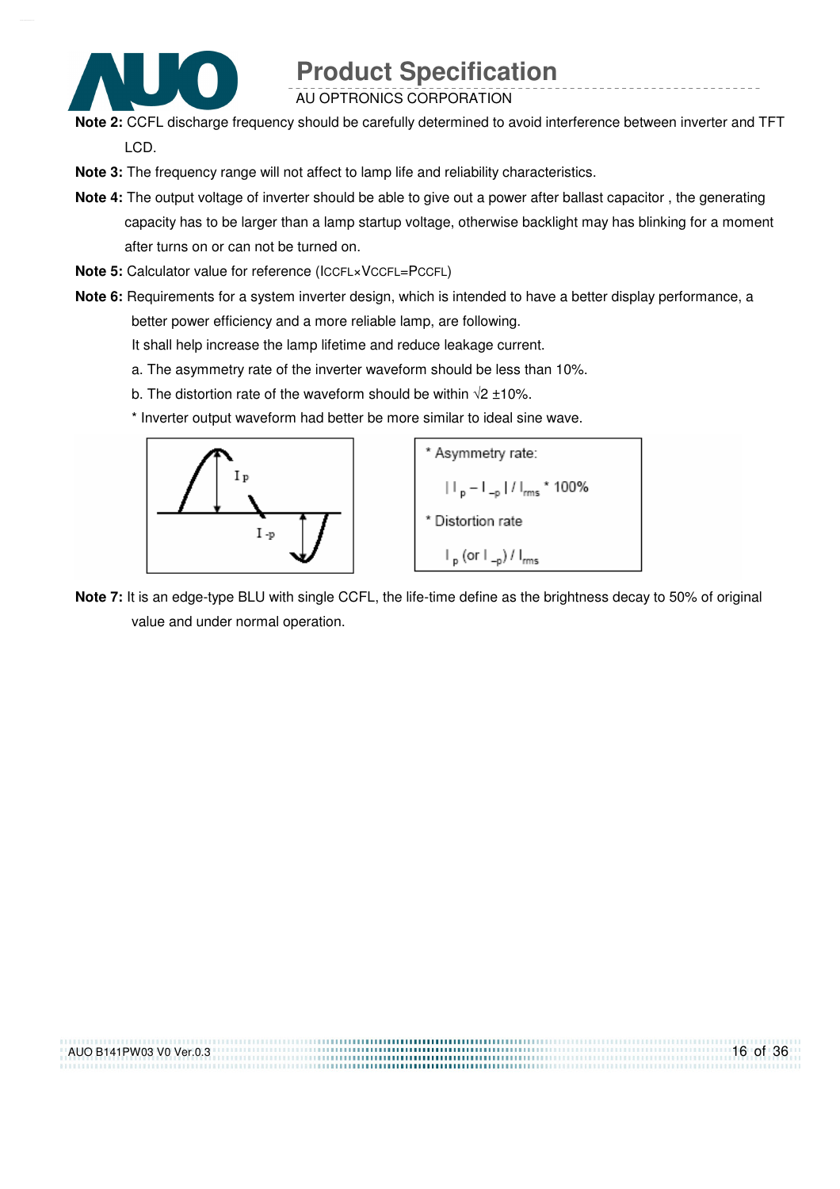**Note 2:** CCFL discharge frequency should be carefully determined to avoid interference between inverter and TFT LCD.

**Note 3:** The frequency range will not affect to lamp life and reliability characteristics.

**Note 4:** The output voltage of inverter should be able to give out a power after ballast capacitor , the generating capacity has to be larger than a lamp startup voltage, otherwise backlight may has blinking for a moment after turns on or can not be turned on.

**Note 5:** Calculator value for reference ($I_{CCFL} \times V_{CCFL} = P_{CCFL}$)

**Note 6:** Requirements for a system inverter design, which is intended to have a better display performance, a better power efficiency and a more reliable lamp, are following.

It shall help increase the lamp lifetime and reduce leakage current.

a. The asymmetry rate of the inverter waveform should be less than 10%.

b. The distortion rate of the waveform should be within $\sqrt{2}$ ±10%.

* Inverter output waveform had better be more similar to ideal sine wave.

* Asymmetry rate:

$$| I_p - I_{-p} | / I_{rms} * 100\%$$

* Distortion rate

$$I_p \text{ (or } I_{-p}) / I_{rms}$$

**Note 7:** It is an edge-type BLU with single CCFL, the life-time define as the brightness decay to 50% of original value and under normal operation.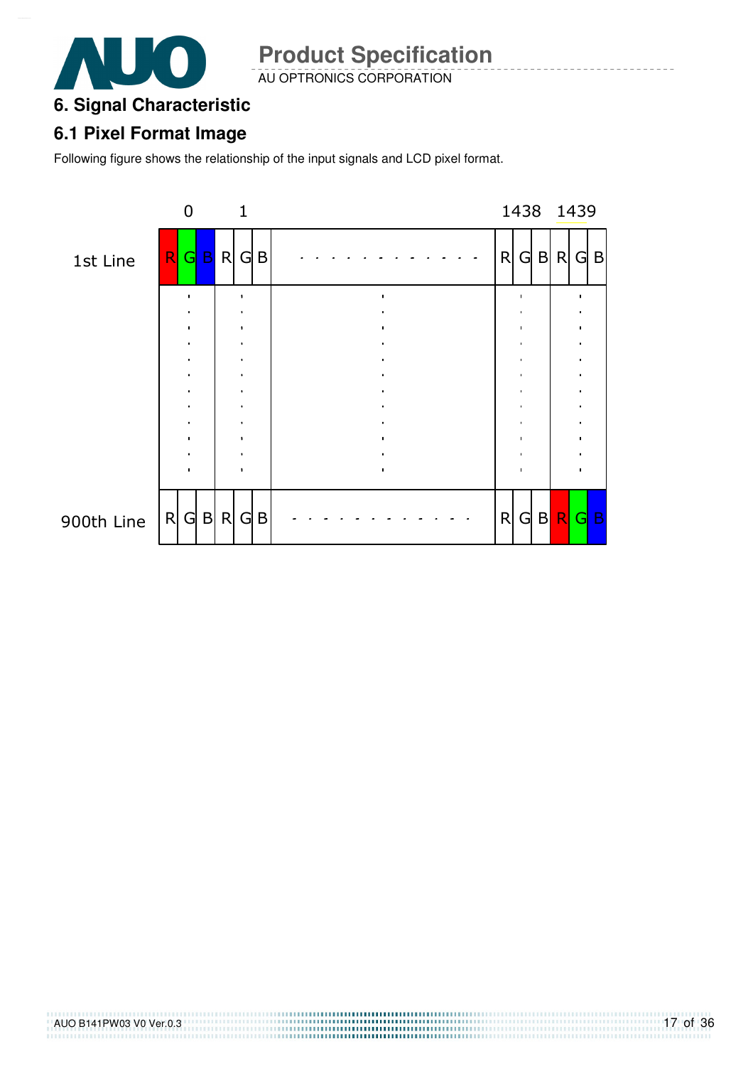# 6. Signal Characteristic

## 6.1 Pixel Format Image

Following figure shows the relationship of the input signals and LCD pixel format.

| | 0 | | | 1 | | | | 1438 | | | 1439 | | |
|---|---|---|---|---|---|---|---|---|---|---|---|---|---|
| 1st Line | R | G | B | R | G | B | - - - - - - - - - - - - - | R | G | B | R | G | B |
| | : | | | : | | | : | : | | | : | | |
| 900th Line | R | G | B | R | G | B | - - - - - - - - - - - - - | R | G | B | R | G | B |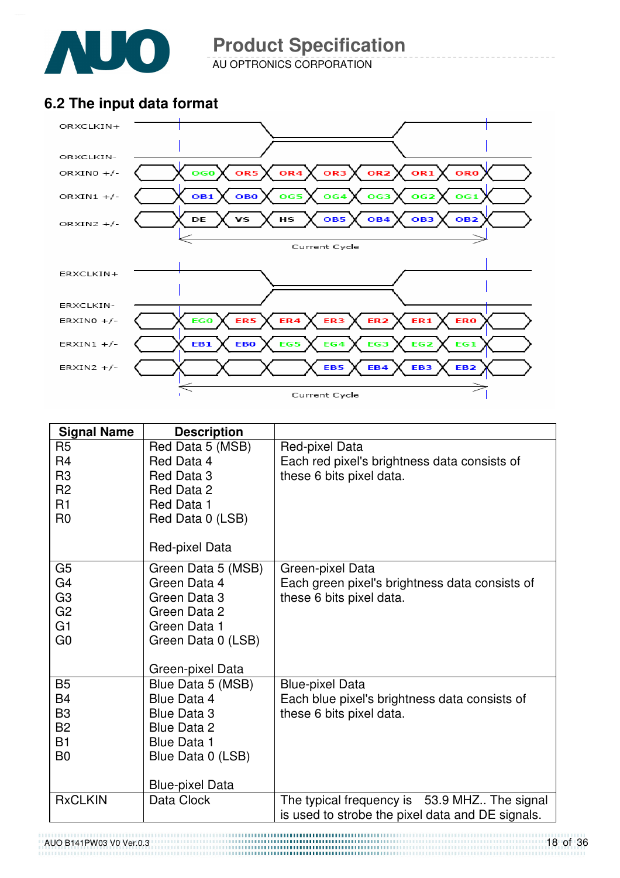## 6.2 The input data format

ORXCLKIN+

ORXCLKIN-

ORXIN0 +/- : OG0 | OR5 | OR4 | OR3 | OR2 | OR1 | OR0

ORXIN1 +/- : OB1 | OB0 | OG5 | OG4 | OG3 | OG2 | OG1

ORXIN2 +/- : DE | VS | HS | OB5 | OB4 | OB3 | OB2

Current Cycle

ERXCLKIN+

ERXCLKIN-

ERXIN0 +/- : EG0 | ER5 | ER4 | ER3 | ER2 | ER1 | ER0

ERXIN1 +/- : EB1 | EB0 | EG5 | EG4 | EG3 | EG2 | EG1

ERXIN2 +/- : | | | EB5 | EB4 | EB3 | EB2

Current Cycle

| Signal Name | Description | |
|---|---|---|
| R5<br>R4<br>R3<br>R2<br>R1<br>R0 | Red Data 5 (MSB)<br>Red Data 4<br>Red Data 3<br>Red Data 2<br>Red Data 1<br>Red Data 0 (LSB)<br><br>Red-pixel Data | Red-pixel Data<br>Each red pixel's brightness data consists of these 6 bits pixel data. |
| G5<br>G4<br>G3<br>G2<br>G1<br>G0 | Green Data 5 (MSB)<br>Green Data 4<br>Green Data 3<br>Green Data 2<br>Green Data 1<br>Green Data 0 (LSB)<br><br>Green-pixel Data | Green-pixel Data<br>Each green pixel's brightness data consists of these 6 bits pixel data. |
| B5<br>B4<br>B3<br>B2<br>B1<br>B0 | Blue Data 5 (MSB)<br>Blue Data 4<br>Blue Data 3<br>Blue Data 2<br>Blue Data 1<br>Blue Data 0 (LSB)<br><br>Blue-pixel Data | Blue-pixel Data<br>Each blue pixel's brightness data consists of these 6 bits pixel data. |
| RxCLKIN | Data Clock | The typical frequency is 53.9 MHZ.. The signal is used to strobe the pixel data and DE signals. |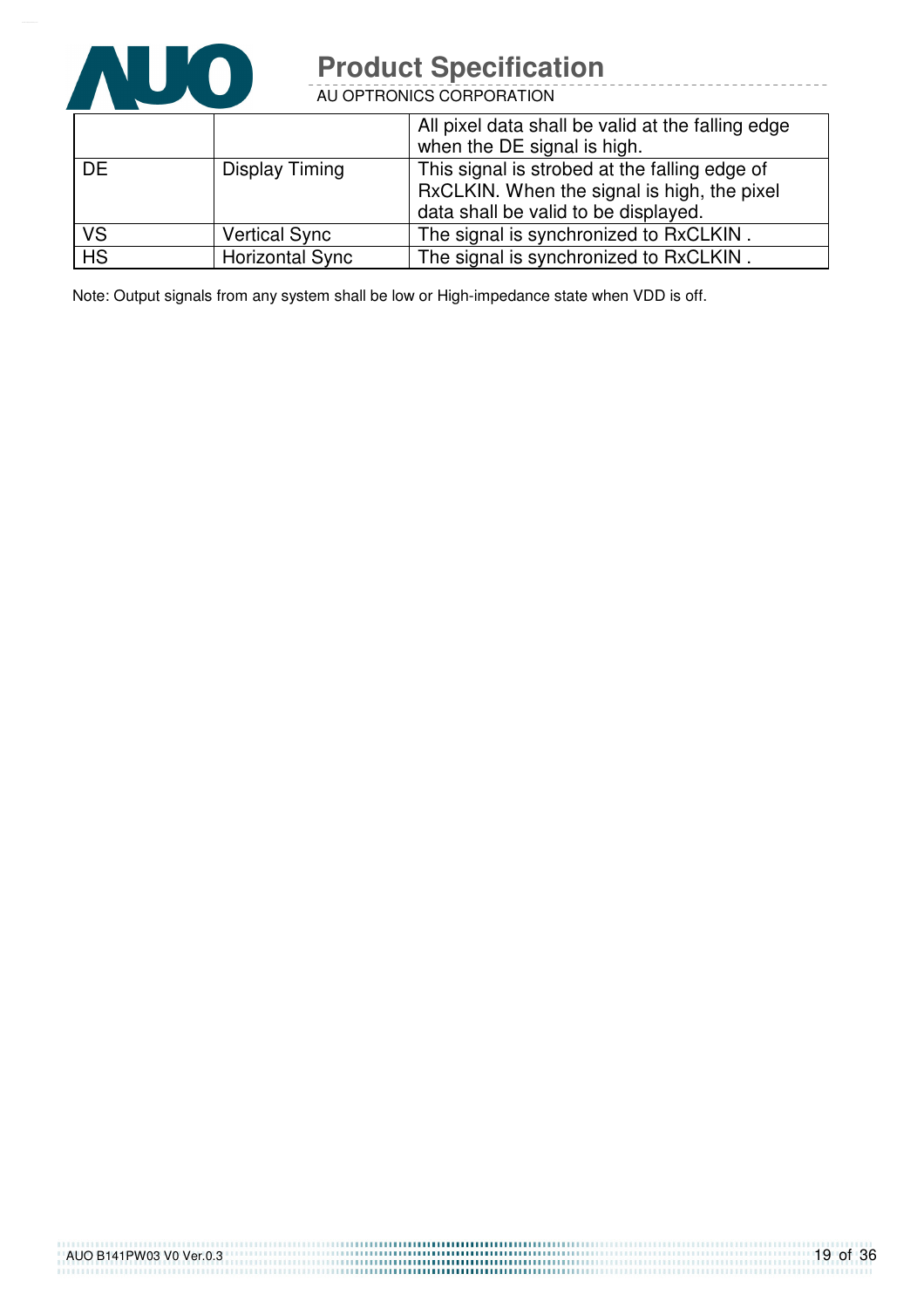| | | |
|---|---|---|
| | | All pixel data shall be valid at the falling edge when the DE signal is high. |
| DE | Display Timing | This signal is strobed at the falling edge of RxCLKIN. When the signal is high, the pixel data shall be valid to be displayed. |
| VS | Vertical Sync | The signal is synchronized to RxCLKIN . |
| HS | Horizontal Sync | The signal is synchronized to RxCLKIN . |

Note: Output signals from any system shall be low or High-impedance state when VDD is off.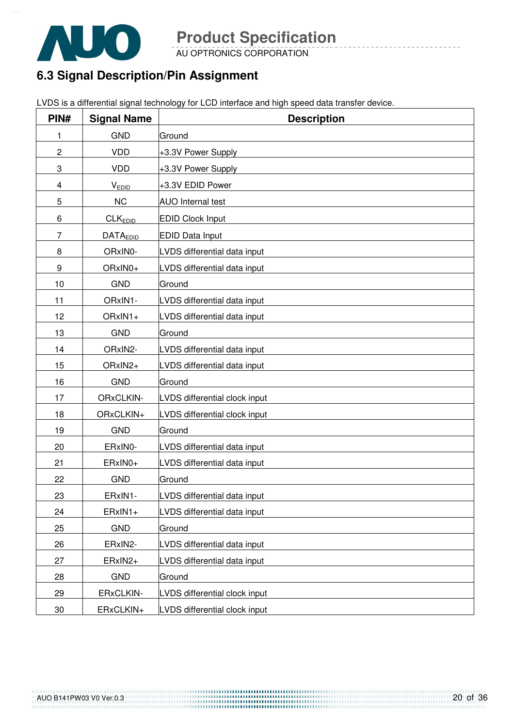## 6.3 Signal Description/Pin Assignment

LVDS is a differential signal technology for LCD interface and high speed data transfer device.

| PIN# | Signal Name | Description |
|---|---|---|
| 1 | GND | Ground |
| 2 | VDD | +3.3V Power Supply |
| 3 | VDD | +3.3V Power Supply |
| 4 | $V_{EDID}$ | +3.3V EDID Power |
| 5 | NC | AUO Internal test |
| 6 | $CLK_{EDID}$ | EDID Clock Input |
| 7 | $DATA_{EDID}$ | EDID Data Input |
| 8 | ORxIN0- | LVDS differential data input |
| 9 | ORxIN0+ | LVDS differential data input |
| 10 | GND | Ground |
| 11 | ORxIN1- | LVDS differential data input |
| 12 | ORxIN1+ | LVDS differential data input |
| 13 | GND | Ground |
| 14 | ORxIN2- | LVDS differential data input |
| 15 | ORxIN2+ | LVDS differential data input |
| 16 | GND | Ground |
| 17 | ORxCLKIN- | LVDS differential clock input |
| 18 | ORxCLKIN+ | LVDS differential clock input |
| 19 | GND | Ground |
| 20 | ERxIN0- | LVDS differential data input |
| 21 | ERxIN0+ | LVDS differential data input |
| 22 | GND | Ground |
| 23 | ERxIN1- | LVDS differential data input |
| 24 | ERxIN1+ | LVDS differential data input |
| 25 | GND | Ground |
| 26 | ERxIN2- | LVDS differential data input |
| 27 | ERxIN2+ | LVDS differential data input |
| 28 | GND | Ground |
| 29 | ERxCLKIN- | LVDS differential clock input |
| 30 | ERxCLKIN+ | LVDS differential clock input |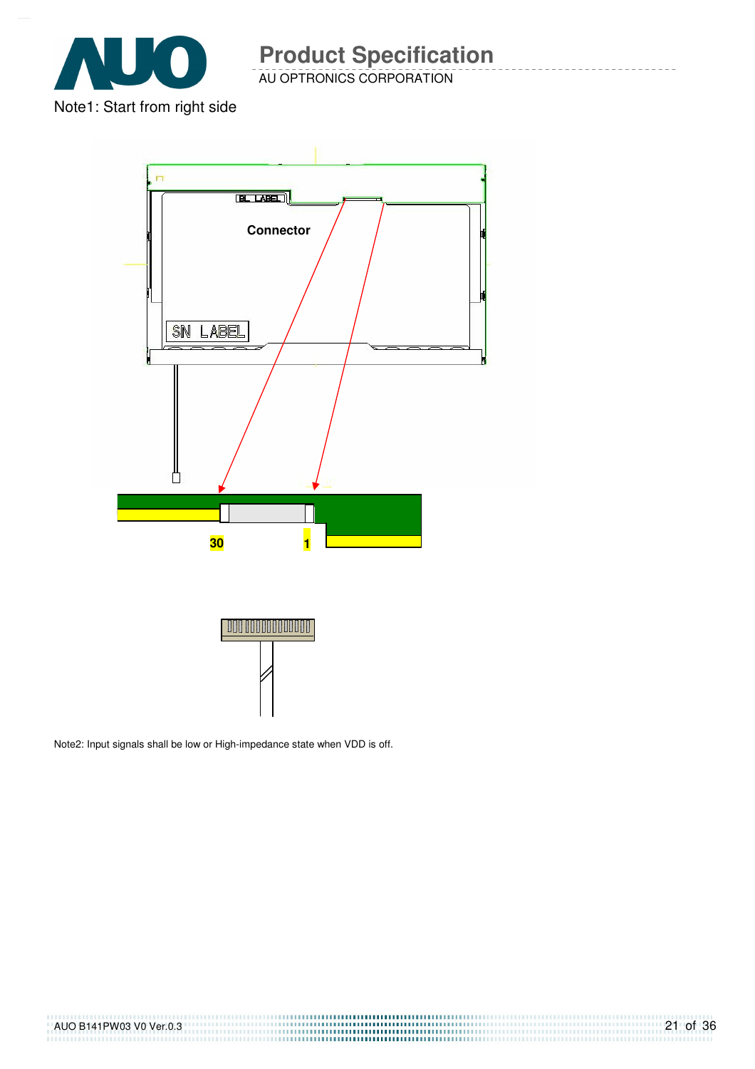Note1: Start from right side

Connector

SN LABEL

BL LABEL

30

1

Note2: Input signals shall be low or High-impedance state when VDD is off.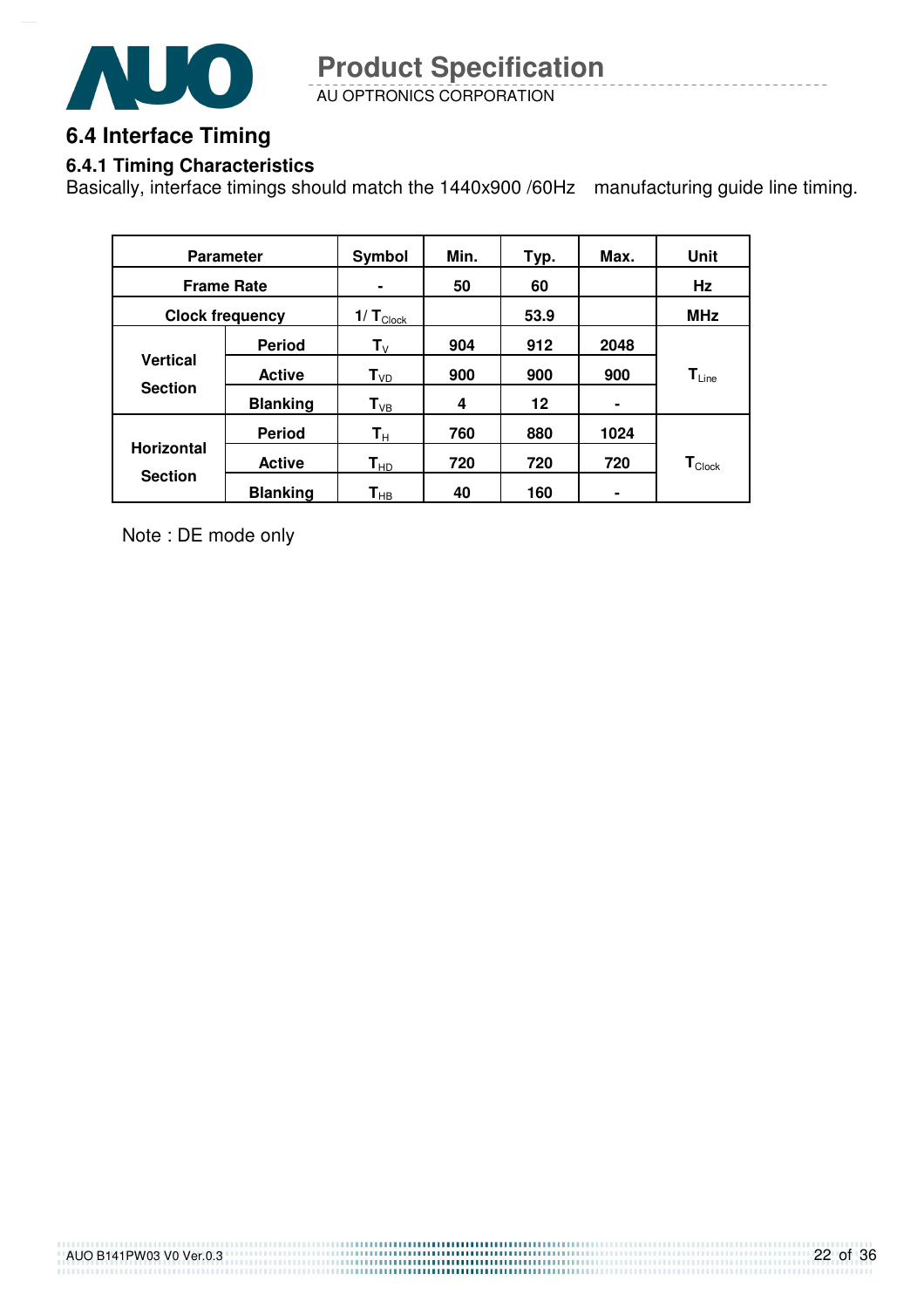## 6.4 Interface Timing

### 6.4.1 Timing Characteristics

Basically, interface timings should match the 1440x900 /60Hz manufacturing guide line timing.

| Parameter | | Symbol | Min. | Typ. | Max. | Unit |
|---|---|---|---|---|---|---|
| Frame Rate | | - | 50 | 60 | | Hz |
| Clock frequency | | $1/T_{Clock}$ | | 53.9 | | MHz |
| Vertical Section | Period | $T_V$ | 904 | 912 | 2048 | $T_{Line}$ |
| | Active | $T_{VD}$ | 900 | 900 | 900 | |
| | Blanking | $T_{VB}$ | 4 | 12 | - | |
| Horizontal Section | Period | $T_H$ | 760 | 880 | 1024 | $T_{Clock}$ |
| | Active | $T_{HD}$ | 720 | 720 | 720 | |
| | Blanking | $T_{HB}$ | 40 | 160 | - | |

Note : DE mode only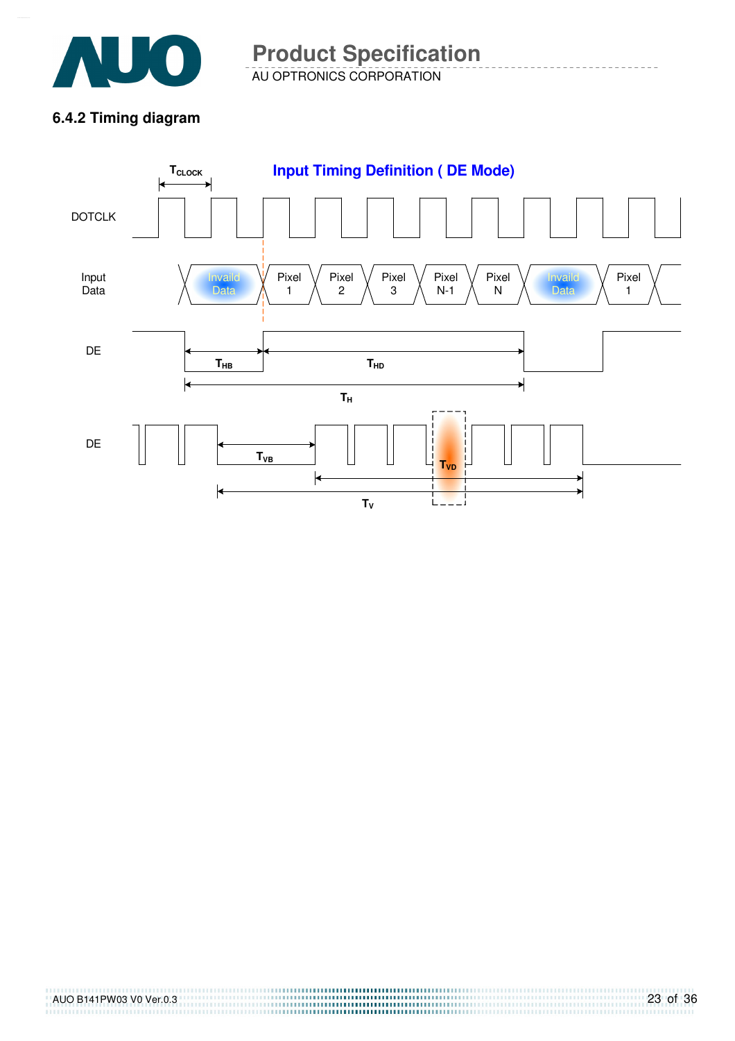### 6.4.2 Timing diagram

**Input Timing Definition ( DE Mode)**

$T_{CLOCK}$

DOTCLK

Input Data: Invaild Data | Pixel 1 | Pixel 2 | Pixel 3 | Pixel N-1 | Pixel N | Invaild Data | Pixel 1

DE: $T_{HB}$, $T_{HD}$, $T_H$

DE: $T_{VB}$, $T_{VD}$, $T_V$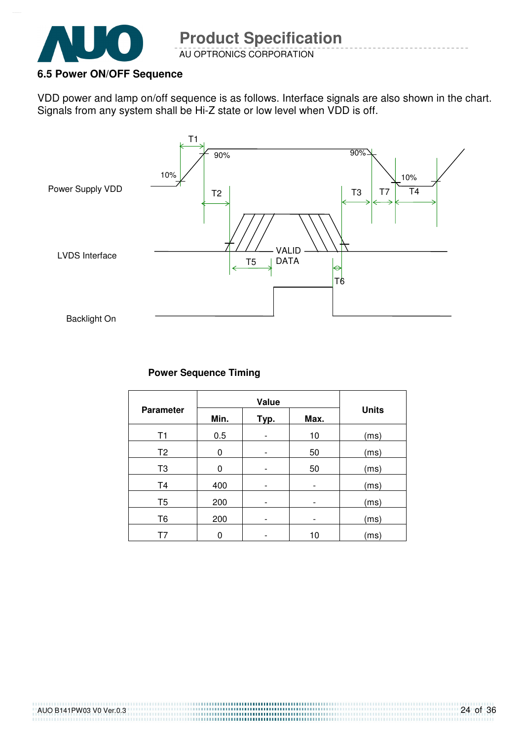### 6.5 Power ON/OFF Sequence

VDD power and lamp on/off sequence is as follows. Interface signals are also shown in the chart. Signals from any system shall be Hi-Z state or low level when VDD is off.

Power Supply VDD

LVDS Interface

Backlight On

T1 T2 T3 T4 T5 T6 T7 10% 90% VALID DATA

**Power Sequence Timing**

| Parameter | Value | | | Units |
|---|---|---|---|---|
| | Min. | Typ. | Max. | |
| T1 | 0.5 | - | 10 | (ms) |
| T2 | 0 | - | 50 | (ms) |
| T3 | 0 | - | 50 | (ms) |
| T4 | 400 | - | - | (ms) |
| T5 | 200 | - | - | (ms) |
| T6 | 200 | - | - | (ms) |
| T7 | 0 | - | 10 | (ms) |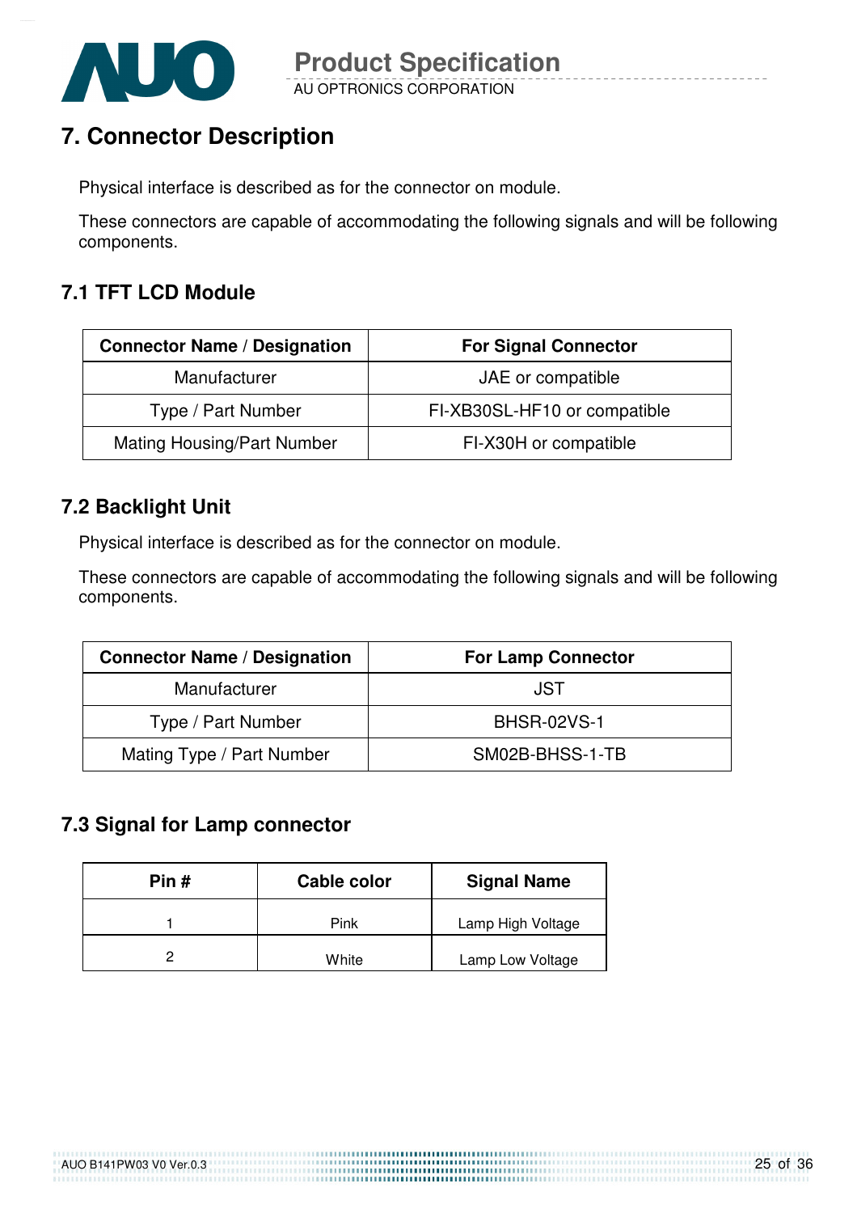## 7. Connector Description

Physical interface is described as for the connector on module.

These connectors are capable of accommodating the following signals and will be following components.

### 7.1 TFT LCD Module

| Connector Name / Designation | For Signal Connector |
|---|---|
| Manufacturer | JAE or compatible |
| Type / Part Number | FI-XB30SL-HF10 or compatible |
| Mating Housing/Part Number | FI-X30H or compatible |

### 7.2 Backlight Unit

Physical interface is described as for the connector on module.

These connectors are capable of accommodating the following signals and will be following components.

| Connector Name / Designation | For Lamp Connector |
|---|---|
| Manufacturer | JST |
| Type / Part Number | BHSR-02VS-1 |
| Mating Type / Part Number | SM02B-BHSS-1-TB |

### 7.3 Signal for Lamp connector

| Pin # | Cable color | Signal Name |
|---|---|---|
| 1 | Pink | Lamp High Voltage |
| 2 | White | Lamp Low Voltage |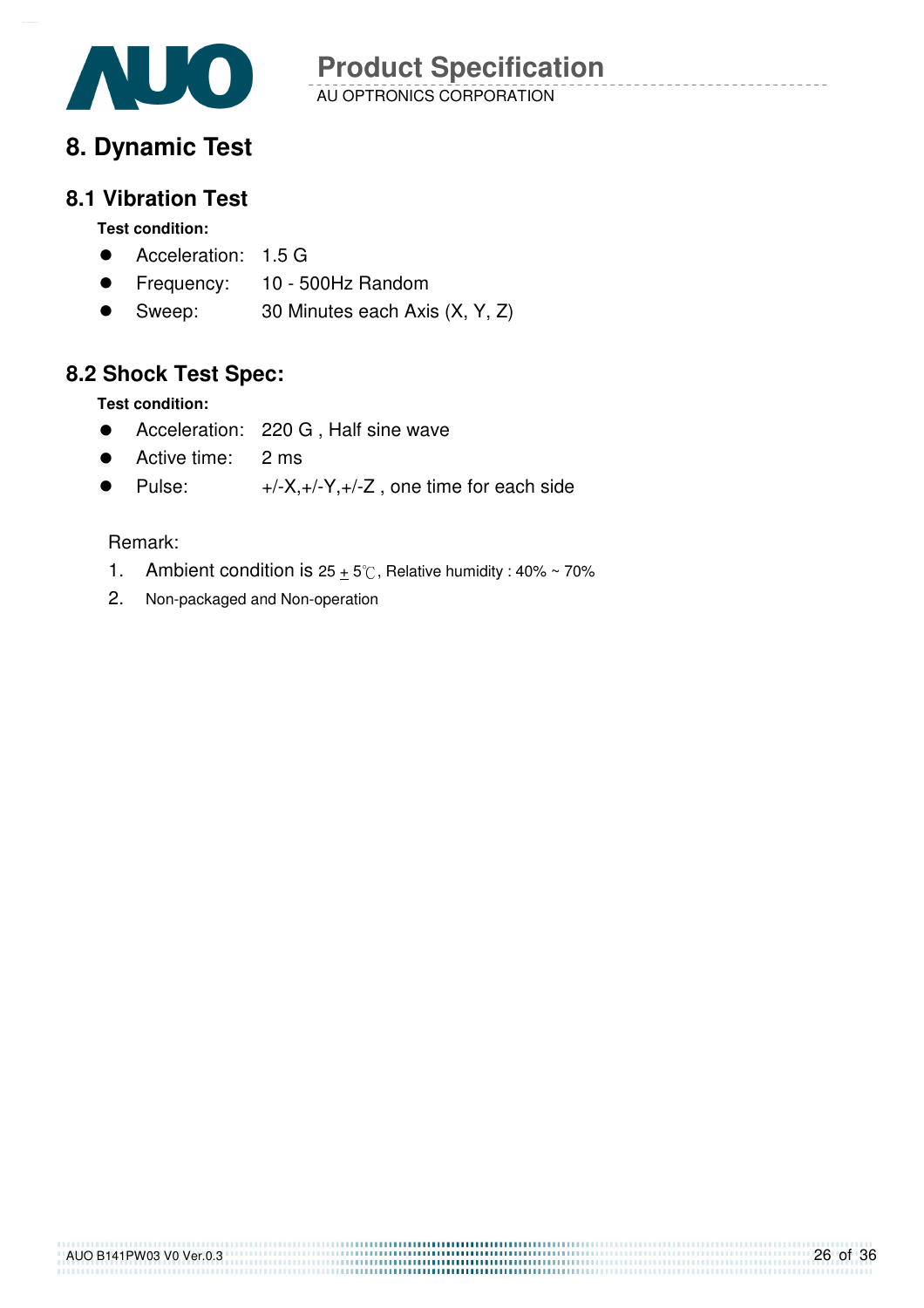# 8. Dynamic Test

## 8.1 Vibration Test

**Test condition:**

- Acceleration: 1.5 G
- Frequency: 10 - 500Hz Random
- Sweep: 30 Minutes each Axis (X, Y, Z)

## 8.2 Shock Test Spec:

**Test condition:**

- Acceleration: 220 G , Half sine wave
- Active time: 2 ms
- Pulse: +/-X,+/-Y,+/-Z , one time for each side

Remark:

1. Ambient condition is 25 ± 5℃, Relative humidity : 40% ~ 70%
2. Non-packaged and Non-operation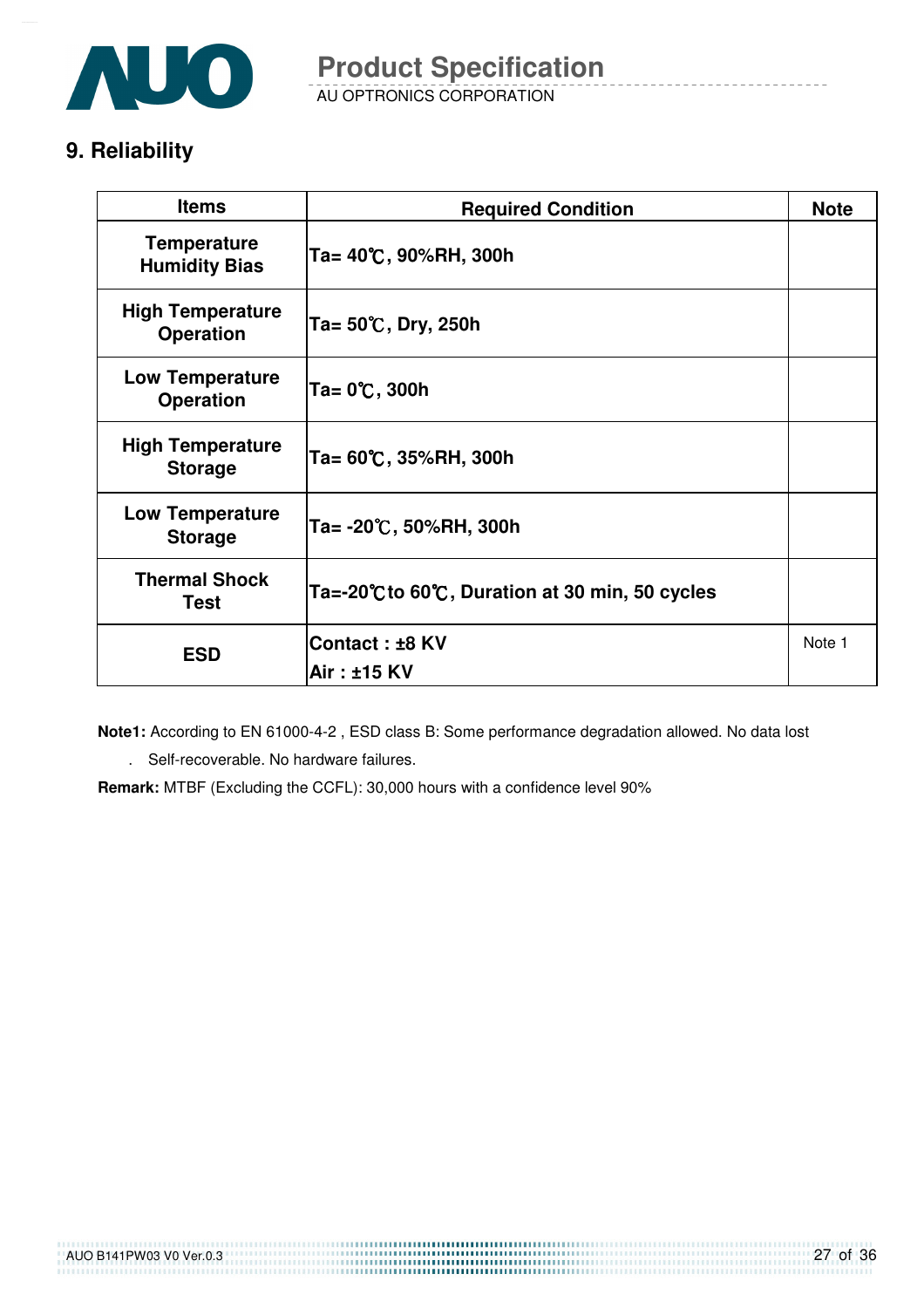## 9. Reliability

| Items | Required Condition | Note |
|---|---|---|
| Temperature Humidity Bias | Ta= 40℃, 90%RH, 300h | |
| High Temperature Operation | Ta= 50℃, Dry, 250h | |
| Low Temperature Operation | Ta= 0℃, 300h | |
| High Temperature Storage | Ta= 60℃, 35%RH, 300h | |
| Low Temperature Storage | Ta= -20℃, 50%RH, 300h | |
| Thermal Shock Test | Ta=-20℃to 60℃, Duration at 30 min, 50 cycles | |
| ESD | Contact : ±8 KV<br>Air : ±15 KV | Note 1 |

**Note1:** According to EN 61000-4-2 , ESD class B: Some performance degradation allowed. No data lost

. Self-recoverable. No hardware failures.

**Remark:** MTBF (Excluding the CCFL): 30,000 hours with a confidence level 90%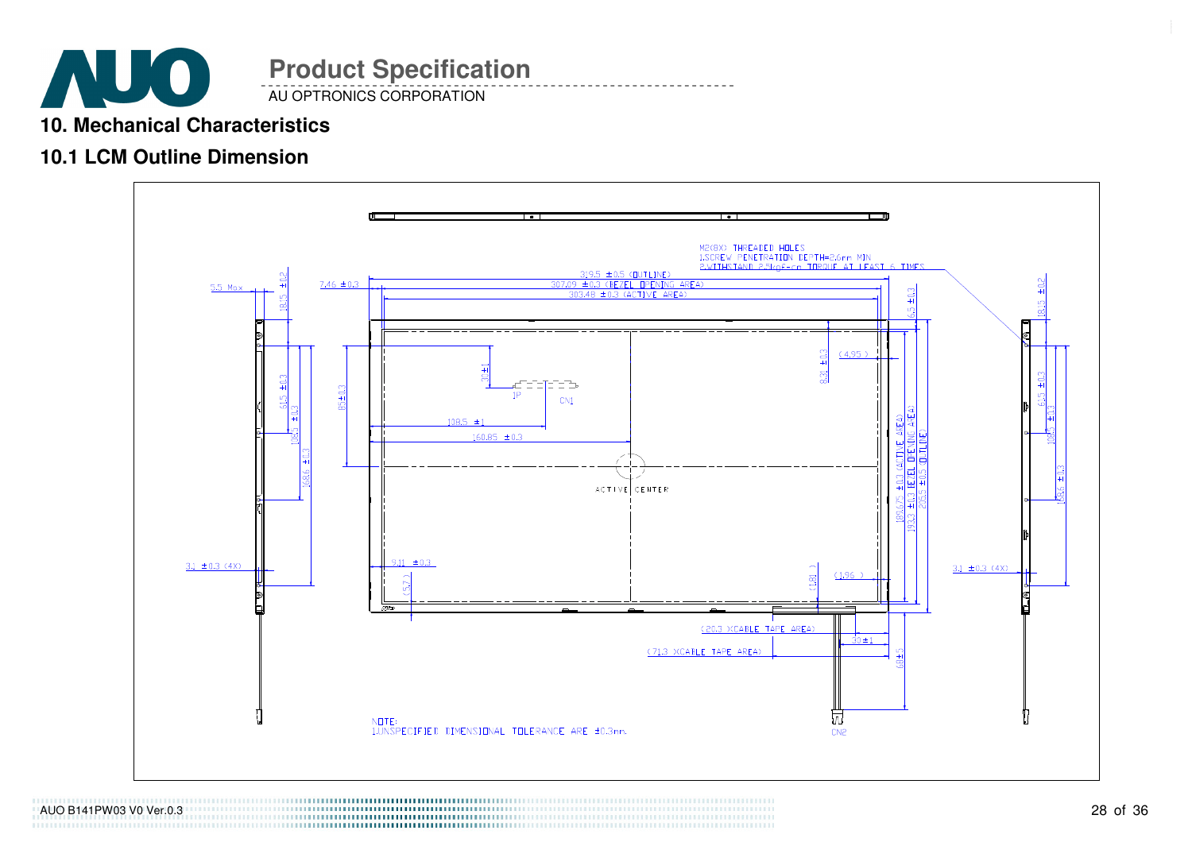## 10. Mechanical Characteristics

### 10.1 LCM Outline Dimension

M2(8X) THREADED HOLES
1.SCREW PENETRATION DEPTH=2.6mm MIN
2.WITHSTAND 2.5kgf-cm TORQUE AT LEAST 6 TIMES

319.5 ±0.5 (OUTLINE)
307.09 ±0.3 (BEZEL OPENING AREA)
303.48 ±0.3 (ACTIVE AREA)
7.46 ±0.3
5.5 Max
18.5 ±0.2
6.5 ±0.3
8.21 ±0.3
(4.95)
30 ±1
1P
CN1
85 ±0.3
108.5 ±1
160.85 ±0.3
ACTIVE CENTER
189.675 ±0.3 (ACTIVE AREA)
193.3 ±0.3 (BEZEL OPENING AREA)
205.5 ±0.5 (OUTLINE)
61.5 ±0.3
108.5 ±0.3
168.6 ±0.3
3.1 ±0.3 (4X)
9.11 ±0.3
(5.7)
(1.81)
(1.96)
(20.3)(CABLE TAPE AREA)
(71.3)(CABLE TAPE AREA)
30 ±1
68 ±5
CN2

NOTE:
1.UNSPECIFIED DIMENSIONAL TOLERANCE ARE ±0.3mm.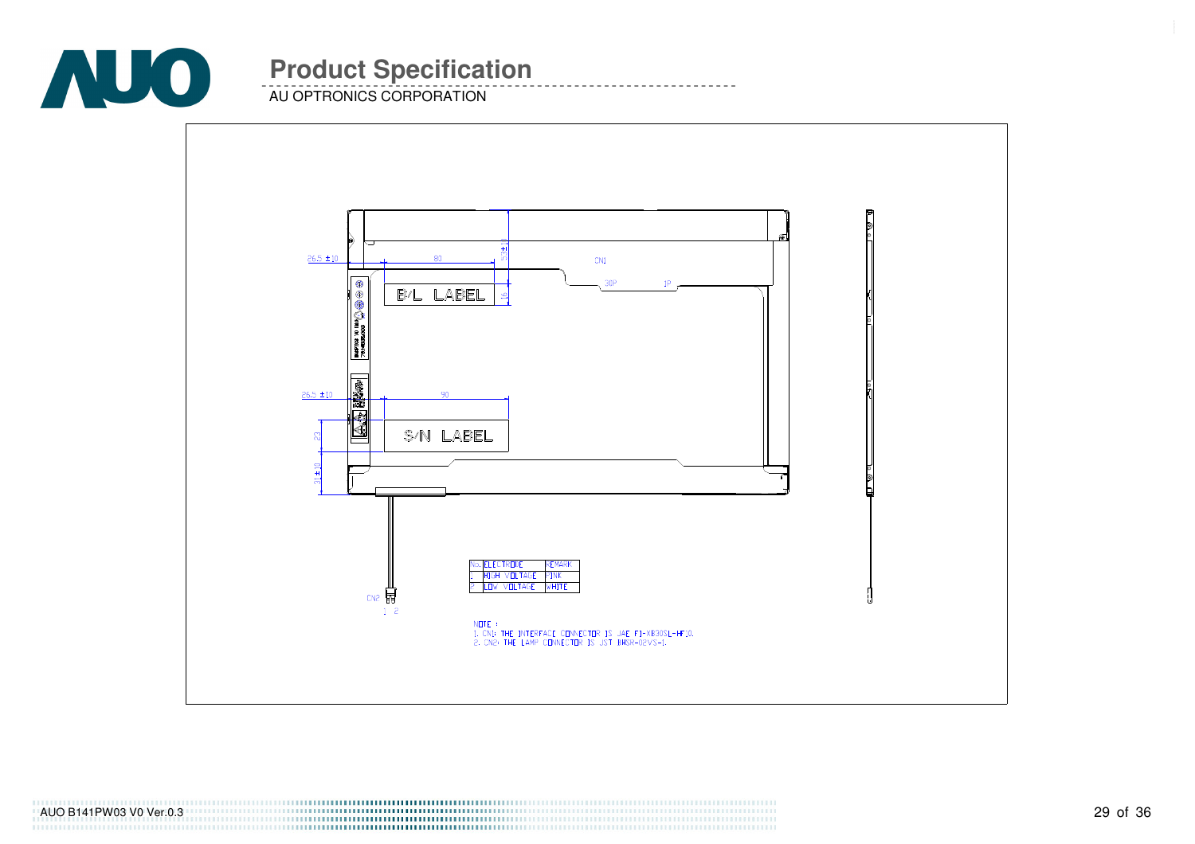| No. | ELECTRODE | REMARK |
| --- | --- | --- |
| 1 | HIGH VOLTAGE | PINK |
| 2 | LOW VOLTAGE | WHITE |

NOTE :
1. CN1: THE INTERFACE CONNECTOR IS JAE FI-XB30SL-HF10.
2. CN2: THE LAMP CONNECTOR IS JST BHSR-02VS-1.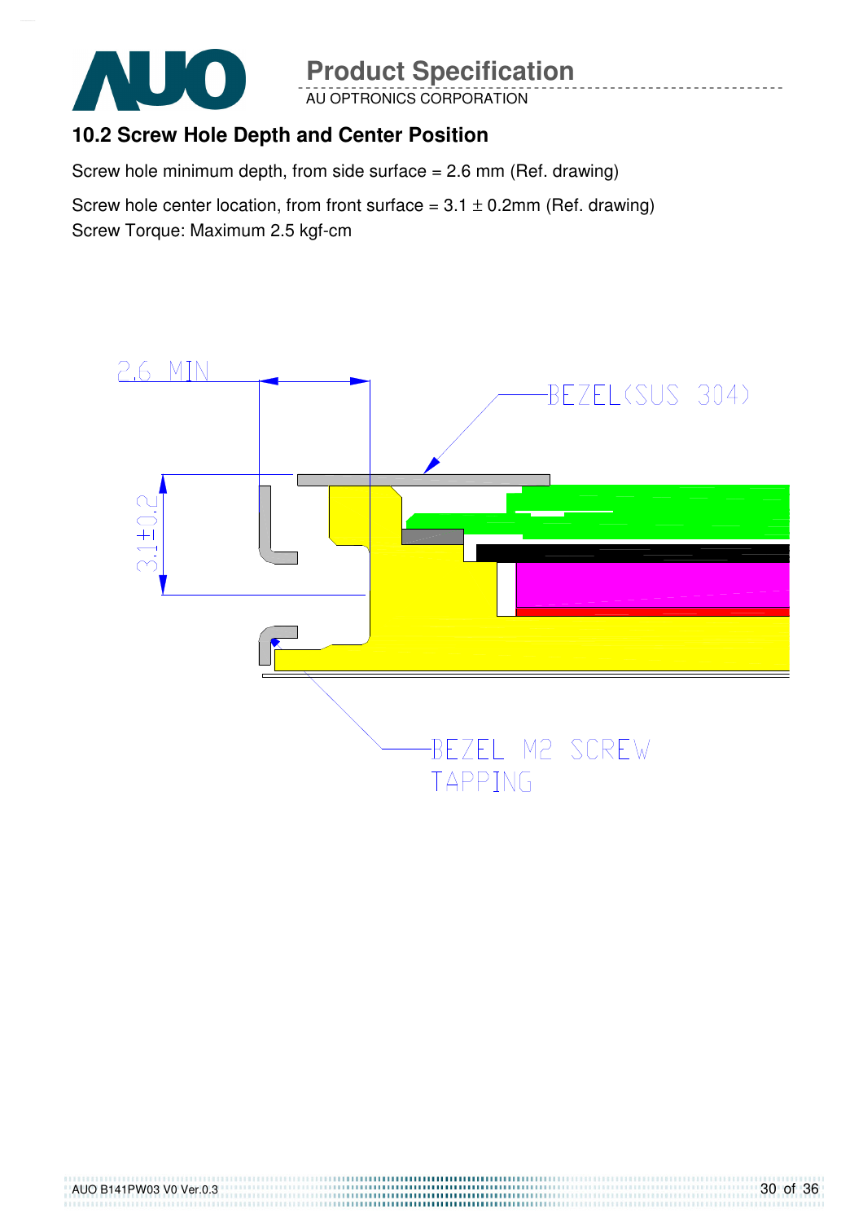## 10.2 Screw Hole Depth and Center Position

Screw hole minimum depth, from side surface = 2.6 mm (Ref. drawing)

Screw hole center location, from front surface = 3.1 ± 0.2mm (Ref. drawing)

Screw Torque: Maximum 2.5 kgf-cm

2.6 MIN

BEZEL(SUS 304)

3.1±0.2

BEZEL M2 SCREW TAPPING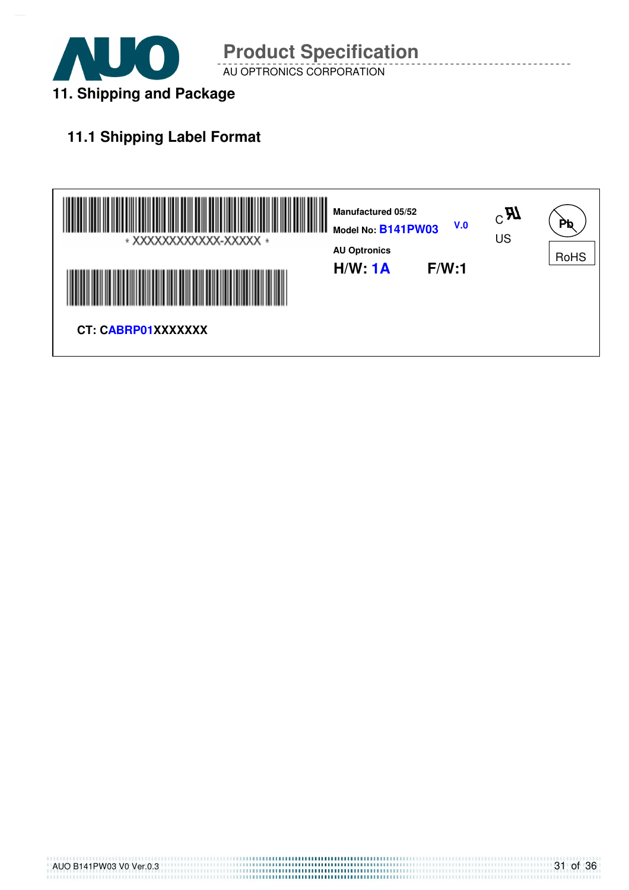## 11. Shipping and Package

### 11.1 Shipping Label Format

* XXXXXXXXXXXX-XXXXX *

Manufactured 05/52

Model No: B141PW03 V.0

AU Optronics

H/W: 1A F/W:1

C US

Pb

RoHS

CT: CABRP01XXXXXXX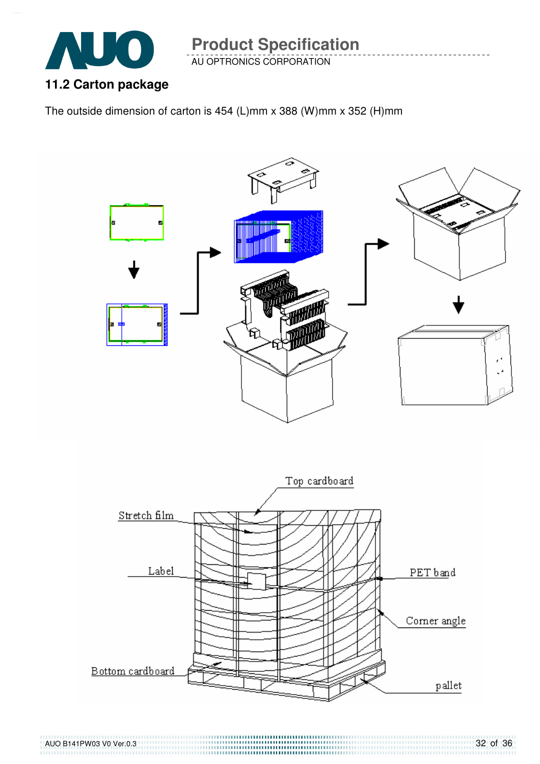## 11.2 Carton package

The outside dimension of carton is 454 (L)mm x 388 (W)mm x 352 (H)mm

Top cardboard

Stretch film

Label

PET band

Corner angle

Bottom cardboard

pallet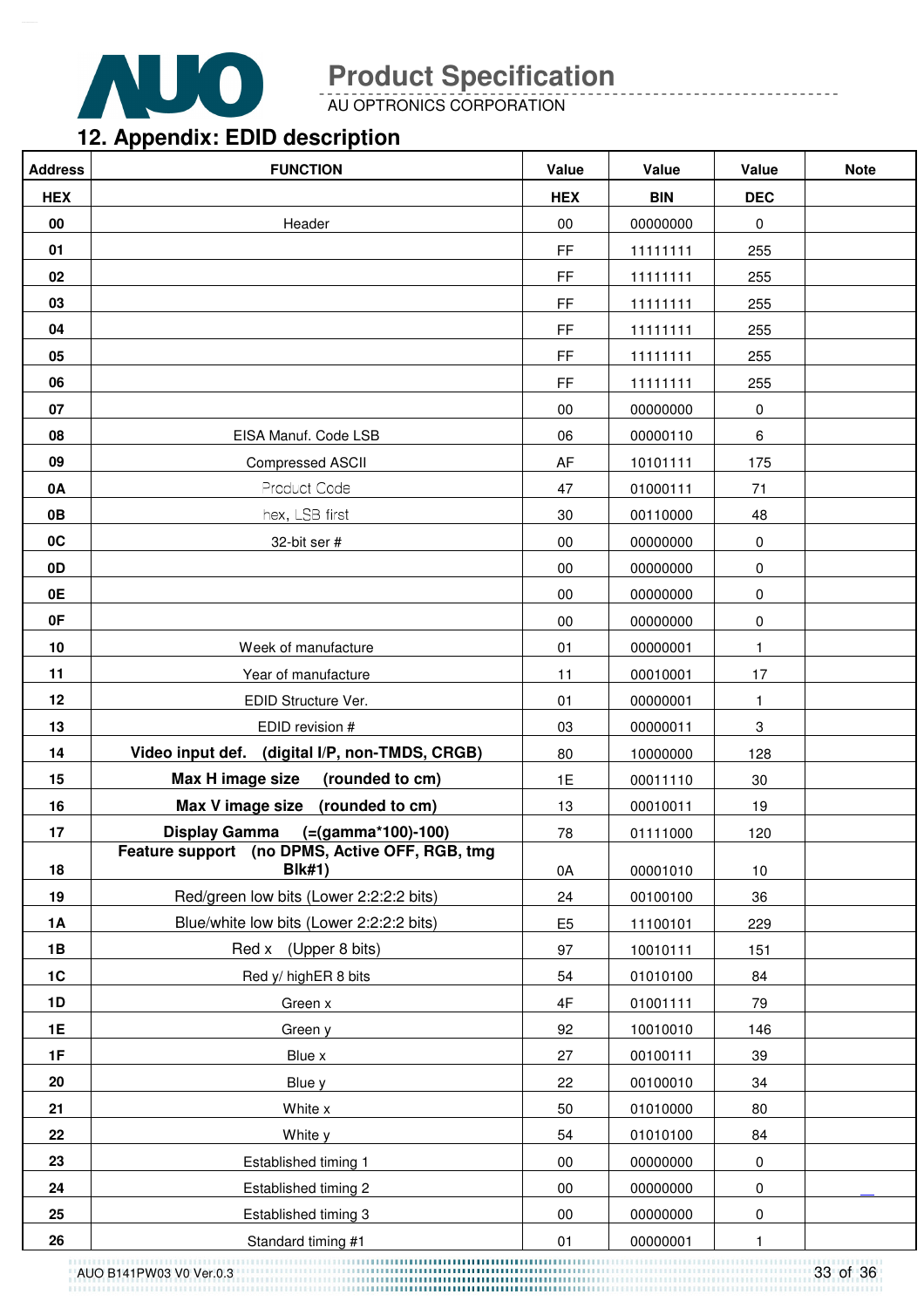## 12. Appendix: EDID description

| Address | FUNCTION | Value | Value | Value | Note |
|---|---|---|---|---|---|
| HEX | | HEX | BIN | DEC | |
| 00 | Header | 00 | 00000000 | 0 | |
| 01 | | FF | 11111111 | 255 | |
| 02 | | FF | 11111111 | 255 | |
| 03 | | FF | 11111111 | 255 | |
| 04 | | FF | 11111111 | 255 | |
| 05 | | FF | 11111111 | 255 | |
| 06 | | FF | 11111111 | 255 | |
| 07 | | 00 | 00000000 | 0 | |
| 08 | EISA Manuf. Code LSB | 06 | 00000110 | 6 | |
| 09 | Compressed ASCII | AF | 10101111 | 175 | |
| 0A | Product Code | 47 | 01000111 | 71 | |
| 0B | hex, LSB first | 30 | 00110000 | 48 | |
| 0C | 32-bit ser # | 00 | 00000000 | 0 | |
| 0D | | 00 | 00000000 | 0 | |
| 0E | | 00 | 00000000 | 0 | |
| 0F | | 00 | 00000000 | 0 | |
| 10 | Week of manufacture | 01 | 00000001 | 1 | |
| 11 | Year of manufacture | 11 | 00010001 | 17 | |
| 12 | EDID Structure Ver. | 01 | 00000001 | 1 | |
| 13 | EDID revision # | 03 | 00000011 | 3 | |
| 14 | **Video input def. (digital I/P, non-TMDS, CRGB)** | 80 | 10000000 | 128 | |
| 15 | **Max H image size (rounded to cm)** | 1E | 00011110 | 30 | |
| 16 | **Max V image size (rounded to cm)** | 13 | 00010011 | 19 | |
| 17 | **Display Gamma (=(gamma*100)-100)** | 78 | 01111000 | 120 | |
| 18 | **Feature support (no DPMS, Active OFF, RGB, tmg Blk#1)** | 0A | 00001010 | 10 | |
| 19 | Red/green low bits (Lower 2:2:2:2 bits) | 24 | 00100100 | 36 | |
| 1A | Blue/white low bits (Lower 2:2:2:2 bits) | E5 | 11100101 | 229 | |
| 1B | Red x (Upper 8 bits) | 97 | 10010111 | 151 | |
| 1C | Red y/ highER 8 bits | 54 | 01010100 | 84 | |
| 1D | Green x | 4F | 01001111 | 79 | |
| 1E | Green y | 92 | 10010010 | 146 | |
| 1F | Blue x | 27 | 00100111 | 39 | |
| 20 | Blue y | 22 | 00100010 | 34 | |
| 21 | White x | 50 | 01010000 | 80 | |
| 22 | White y | 54 | 01010100 | 84 | |
| 23 | Established timing 1 | 00 | 00000000 | 0 | |
| 24 | Established timing 2 | 00 | 00000000 | 0 | |
| 25 | Established timing 3 | 00 | 00000000 | 0 | |
| 26 | Standard timing #1 | 01 | 00000001 | 1 | |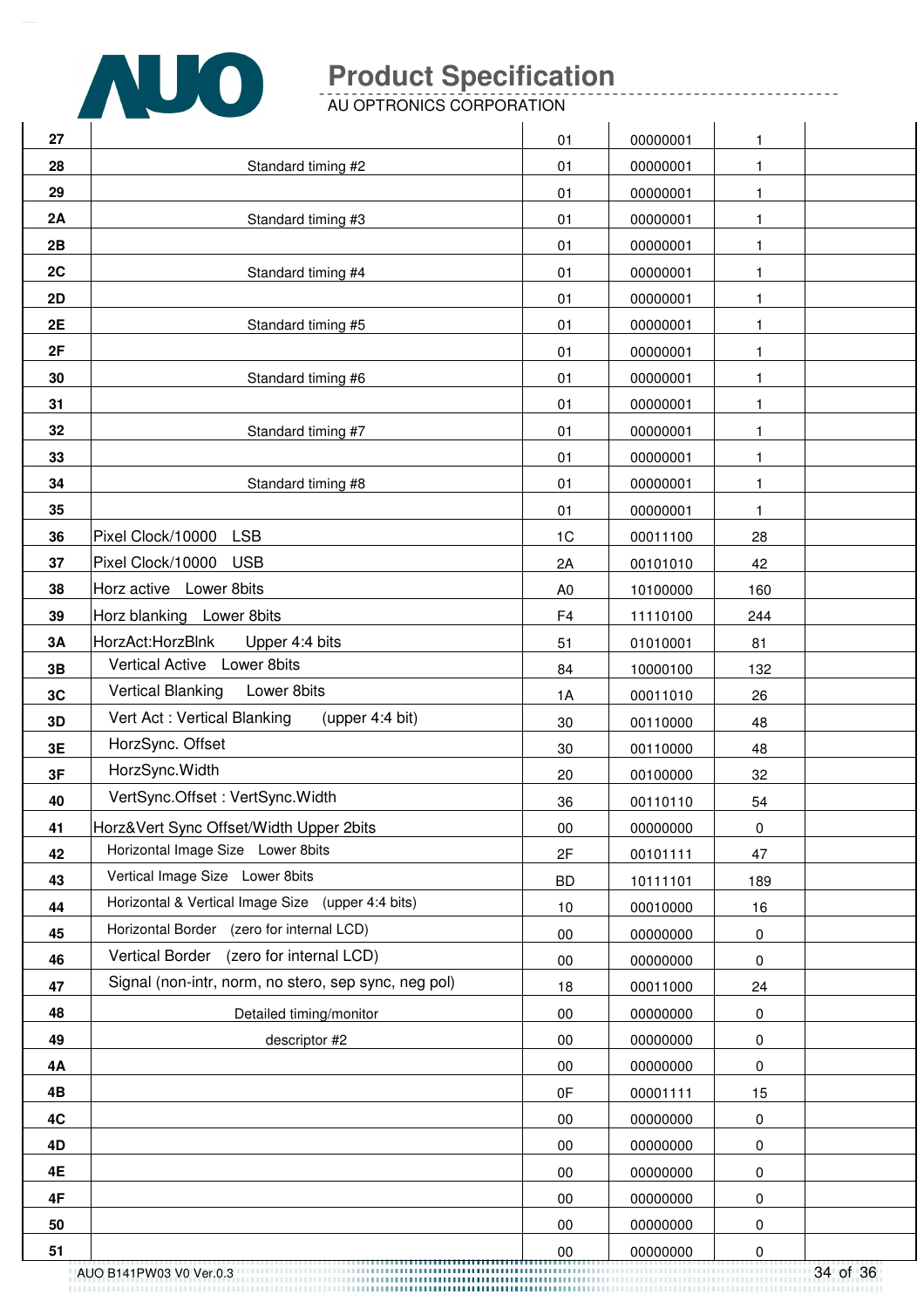| | | | | | |
|---|---|---|---|---|---|
| 27 | | 01 | 00000001 | 1 | |
| 28 | Standard timing #2 | 01 | 00000001 | 1 | |
| 29 | | 01 | 00000001 | 1 | |
| 2A | Standard timing #3 | 01 | 00000001 | 1 | |
| 2B | | 01 | 00000001 | 1 | |
| 2C | Standard timing #4 | 01 | 00000001 | 1 | |
| 2D | | 01 | 00000001 | 1 | |
| 2E | Standard timing #5 | 01 | 00000001 | 1 | |
| 2F | | 01 | 00000001 | 1 | |
| 30 | Standard timing #6 | 01 | 00000001 | 1 | |
| 31 | | 01 | 00000001 | 1 | |
| 32 | Standard timing #7 | 01 | 00000001 | 1 | |
| 33 | | 01 | 00000001 | 1 | |
| 34 | Standard timing #8 | 01 | 00000001 | 1 | |
| 35 | | 01 | 00000001 | 1 | |
| 36 | Pixel Clock/10000 LSB | 1C | 00011100 | 28 | |
| 37 | Pixel Clock/10000 USB | 2A | 00101010 | 42 | |
| 38 | Horz active Lower 8bits | A0 | 10100000 | 160 | |
| 39 | Horz blanking Lower 8bits | F4 | 11110100 | 244 | |
| 3A | HorzAct:HorzBlnk Upper 4:4 bits | 51 | 01010001 | 81 | |
| 3B | Vertical Active Lower 8bits | 84 | 10000100 | 132 | |
| 3C | Vertical Blanking Lower 8bits | 1A | 00011010 | 26 | |
| 3D | Vert Act : Vertical Blanking (upper 4:4 bit) | 30 | 00110000 | 48 | |
| 3E | HorzSync. Offset | 30 | 00110000 | 48 | |
| 3F | HorzSync.Width | 20 | 00100000 | 32 | |
| 40 | VertSync.Offset : VertSync.Width | 36 | 00110110 | 54 | |
| 41 | Horz&Vert Sync Offset/Width Upper 2bits | 00 | 00000000 | 0 | |
| 42 | Horizontal Image Size Lower 8bits | 2F | 00101111 | 47 | |
| 43 | Vertical Image Size Lower 8bits | BD | 10111101 | 189 | |
| 44 | Horizontal & Vertical Image Size (upper 4:4 bits) | 10 | 00010000 | 16 | |
| 45 | Horizontal Border (zero for internal LCD) | 00 | 00000000 | 0 | |
| 46 | Vertical Border (zero for internal LCD) | 00 | 00000000 | 0 | |
| 47 | Signal (non-intr, norm, no stero, sep sync, neg pol) | 18 | 00011000 | 24 | |
| 48 | Detailed timing/monitor | 00 | 00000000 | 0 | |
| 49 | descriptor #2 | 00 | 00000000 | 0 | |
| 4A | | 00 | 00000000 | 0 | |
| 4B | | 0F | 00001111 | 15 | |
| 4C | | 00 | 00000000 | 0 | |
| 4D | | 00 | 00000000 | 0 | |
| 4E | | 00 | 00000000 | 0 | |
| 4F | | 00 | 00000000 | 0 | |
| 50 | | 00 | 00000000 | 0 | |
| 51 | | 00 | 00000000 | 0 | |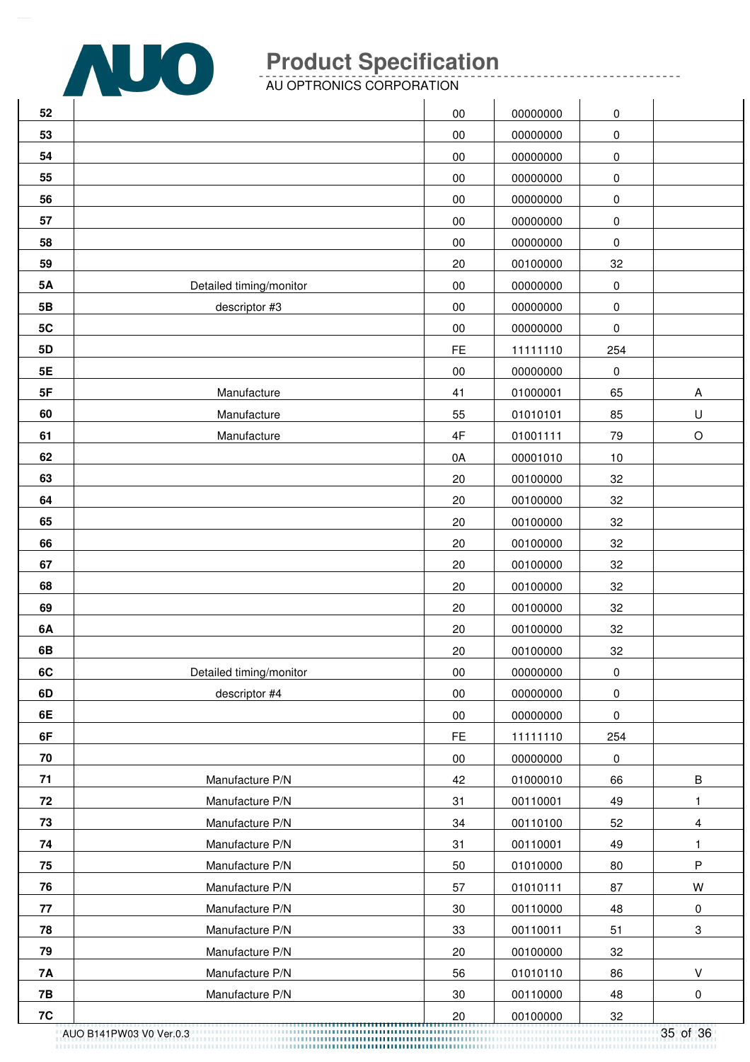| | | | | | |
|---|---|---|---|---|---|
| 52 | | 00 | 00000000 | 0 | |
| 53 | | 00 | 00000000 | 0 | |
| 54 | | 00 | 00000000 | 0 | |
| 55 | | 00 | 00000000 | 0 | |
| 56 | | 00 | 00000000 | 0 | |
| 57 | | 00 | 00000000 | 0 | |
| 58 | | 00 | 00000000 | 0 | |
| 59 | | 20 | 00100000 | 32 | |
| 5A | Detailed timing/monitor | 00 | 00000000 | 0 | |
| 5B | descriptor #3 | 00 | 00000000 | 0 | |
| 5C | | 00 | 00000000 | 0 | |
| 5D | | FE | 11111110 | 254 | |
| 5E | | 00 | 00000000 | 0 | |
| 5F | Manufacture | 41 | 01000001 | 65 | A |
| 60 | Manufacture | 55 | 01010101 | 85 | U |
| 61 | Manufacture | 4F | 01001111 | 79 | O |
| 62 | | 0A | 00001010 | 10 | |
| 63 | | 20 | 00100000 | 32 | |
| 64 | | 20 | 00100000 | 32 | |
| 65 | | 20 | 00100000 | 32 | |
| 66 | | 20 | 00100000 | 32 | |
| 67 | | 20 | 00100000 | 32 | |
| 68 | | 20 | 00100000 | 32 | |
| 69 | | 20 | 00100000 | 32 | |
| 6A | | 20 | 00100000 | 32 | |
| 6B | | 20 | 00100000 | 32 | |
| 6C | Detailed timing/monitor | 00 | 00000000 | 0 | |
| 6D | descriptor #4 | 00 | 00000000 | 0 | |
| 6E | | 00 | 00000000 | 0 | |
| 6F | | FE | 11111110 | 254 | |
| 70 | | 00 | 00000000 | 0 | |
| 71 | Manufacture P/N | 42 | 01000010 | 66 | B |
| 72 | Manufacture P/N | 31 | 00110001 | 49 | 1 |
| 73 | Manufacture P/N | 34 | 00110100 | 52 | 4 |
| 74 | Manufacture P/N | 31 | 00110001 | 49 | 1 |
| 75 | Manufacture P/N | 50 | 01010000 | 80 | P |
| 76 | Manufacture P/N | 57 | 01010111 | 87 | W |
| 77 | Manufacture P/N | 30 | 00110000 | 48 | 0 |
| 78 | Manufacture P/N | 33 | 00110011 | 51 | 3 |
| 79 | Manufacture P/N | 20 | 00100000 | 32 | |
| 7A | Manufacture P/N | 56 | 01010110 | 86 | V |
| 7B | Manufacture P/N | 30 | 00110000 | 48 | 0 |
| 7C | | 20 | 00100000 | 32 | |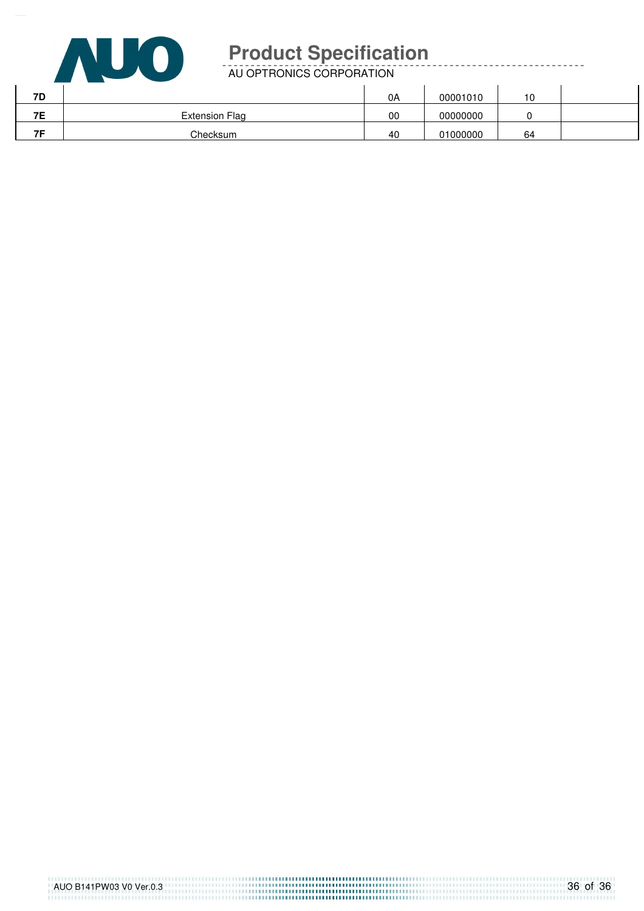| | | | | | |
|---|---|---|---|---|---|
| 7D | | 0A | 00001010 | 10 | |
| 7E | Extension Flag | 00 | 00000000 | 0 | |
| 7F | Checksum | 40 | 01000000 | 64 | |